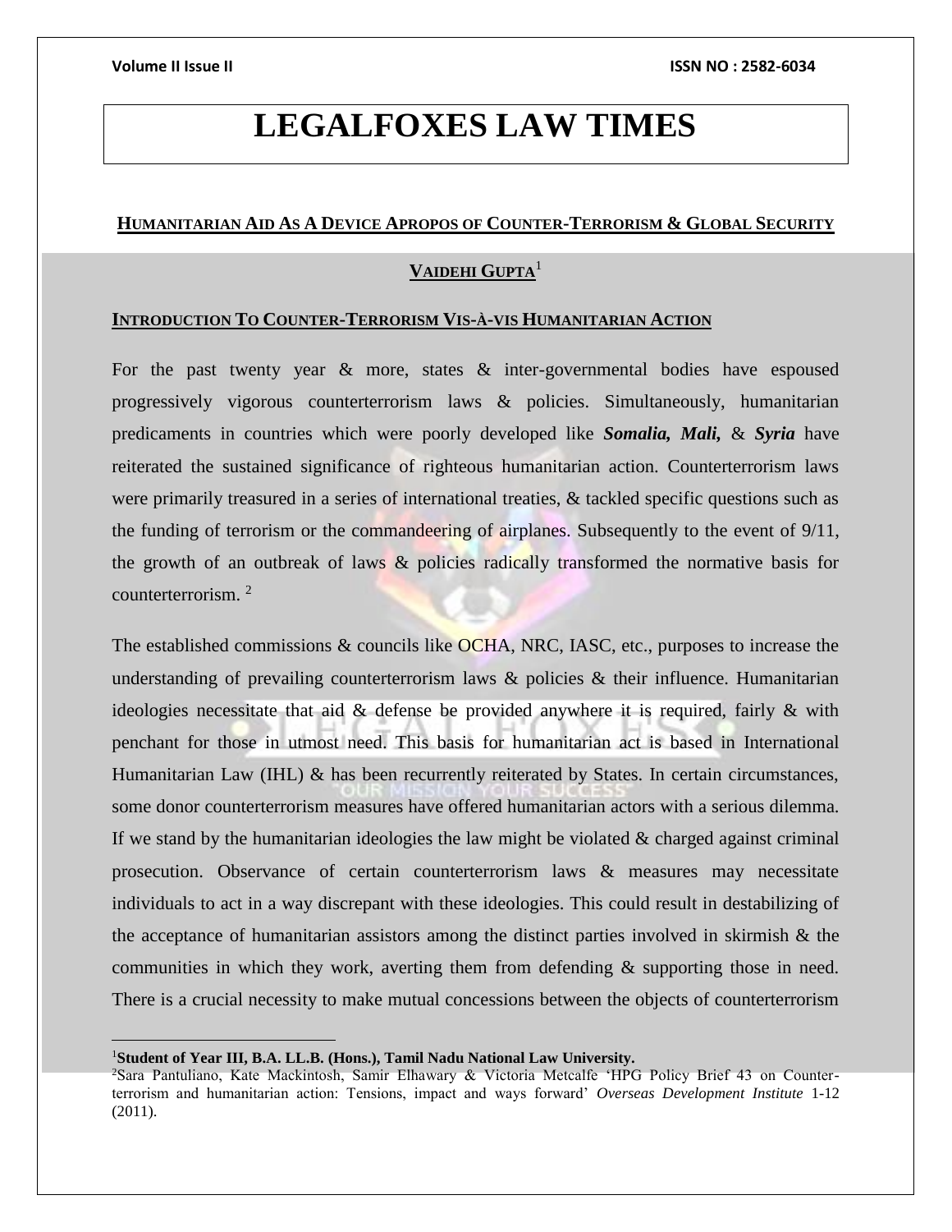# LEGALFOXES LAW TIMES

## HUMANITARIAN AID AS A DEVICE APROPOS OF COUNTER-TERRORISM & GLOBAL SECURITY

**VAIDEHI GUPTA**[1]

### INTRODUCTION TO COUNTER-TERRORISM VIS-À-VIS HUMANITARIAN ACTION

For the past twenty year & more, states & inter-governmental bodies have espoused progressively vigorous counterterrorism laws & policies. Simultaneously, humanitarian predicaments in countries which were poorly developed like ***Somalia, Mali,*** & ***Syria*** have reiterated the sustained significance of righteous humanitarian action. Counterterrorism laws were primarily treasured in a series of international treaties, & tackled specific questions such as the funding of terrorism or the commandeering of airplanes. Subsequently to the event of 9/11, the growth of an outbreak of laws & policies radically transformed the normative basis for counterterrorism. [2]

The established commissions & councils like OCHA, NRC, IASC, etc., purposes to increase the understanding of prevailing counterterrorism laws & policies & their influence. Humanitarian ideologies necessitate that aid & defense be provided anywhere it is required, fairly & with penchant for those in utmost need. This basis for humanitarian act is based in International Humanitarian Law (IHL) & has been recurrently reiterated by States. In certain circumstances, some donor counterterrorism measures have offered humanitarian actors with a serious dilemma. If we stand by the humanitarian ideologies the law might be violated & charged against criminal prosecution. Observance of certain counterterrorism laws & measures may necessitate individuals to act in a way discrepant with these ideologies. This could result in destabilizing of the acceptance of humanitarian assistors among the distinct parties involved in skirmish & the communities in which they work, averting them from defending & supporting those in need. There is a crucial necessity to make mutual concessions between the objects of counterterrorism

---

[1] **Student of Year III, B.A. LL.B. (Hons.), Tamil Nadu National Law University.**

[2] Sara Pantuliano, Kate Mackintosh, Samir Elhawary & Victoria Metcalfe 'HPG Policy Brief 43 on Counter-terrorism and humanitarian action: Tensions, impact and ways forward' *Overseas Development Institute* 1-12 (2011).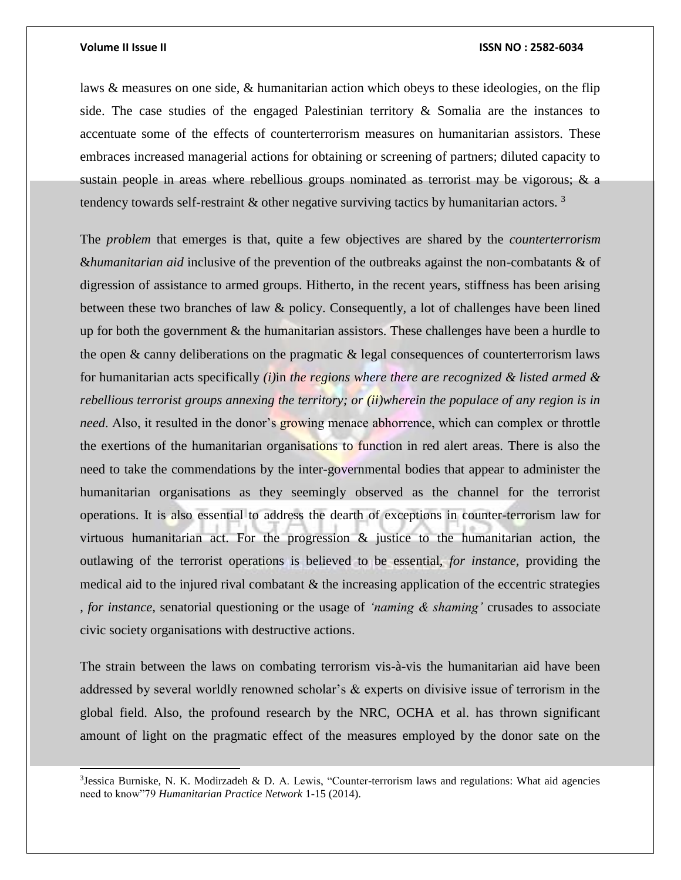laws & measures on one side, & humanitarian action which obeys to these ideologies, on the flip side. The case studies of the engaged Palestinian territory & Somalia are the instances to accentuate some of the effects of counterterrorism measures on humanitarian assistors. These embraces increased managerial actions for obtaining or screening of partners; diluted capacity to sustain people in areas where rebellious groups nominated as terrorist may be vigorous; & a tendency towards self-restraint & other negative surviving tactics by humanitarian actors. [3]

The *problem* that emerges is that, quite a few objectives are shared by the *counterterrorism &humanitarian aid* inclusive of the prevention of the outbreaks against the non-combatants & of digression of assistance to armed groups. Hitherto, in the recent years, stiffness has been arising between these two branches of law & policy. Consequently, a lot of challenges have been lined up for both the government & the humanitarian assistors. These challenges have been a hurdle to the open & canny deliberations on the pragmatic & legal consequences of counterterrorism laws for humanitarian acts specifically *(i)*in *the regions where there are recognized & listed armed & rebellious terrorist groups annexing the territory; or (ii)wherein the populace of any region is in need*. Also, it resulted in the donor's growing menace abhorrence, which can complex or throttle the exertions of the humanitarian organisations to function in red alert areas. There is also the need to take the commendations by the inter-governmental bodies that appear to administer the humanitarian organisations as they seemingly observed as the channel for the terrorist operations. It is also essential to address the dearth of exceptions in counter-terrorism law for virtuous humanitarian act. For the progression & justice to the humanitarian action, the outlawing of the terrorist operations is believed to be essential, *for instance,* providing the medical aid to the injured rival combatant & the increasing application of the eccentric strategies , *for instance,* senatorial questioning or the usage of *'naming & shaming'* crusades to associate civic society organisations with destructive actions.

The strain between the laws on combating terrorism vis-à-vis the humanitarian aid have been addressed by several worldly renowned scholar's & experts on divisive issue of terrorism in the global field. Also, the profound research by the NRC, OCHA et al. has thrown significant amount of light on the pragmatic effect of the measures employed by the donor sate on the

---

[3]Jessica Burniske, N. K. Modirzadeh & D. A. Lewis, "Counter-terrorism laws and regulations: What aid agencies need to know"79 *Humanitarian Practice Network* 1-15 (2014).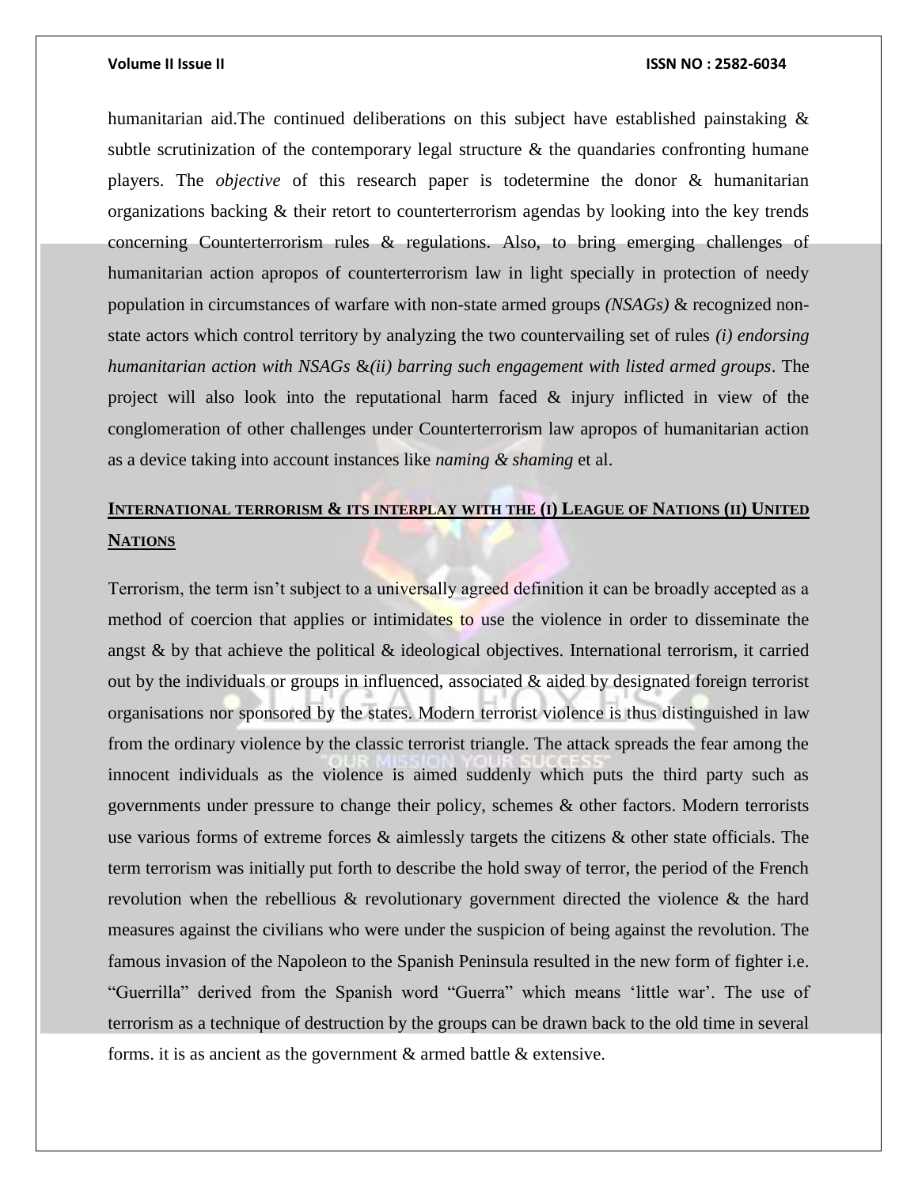humanitarian aid.The continued deliberations on this subject have established painstaking & subtle scrutinization of the contemporary legal structure & the quandaries confronting humane players. The *objective* of this research paper is todetermine the donor & humanitarian organizations backing & their retort to counterterrorism agendas by looking into the key trends concerning Counterterrorism rules & regulations. Also, to bring emerging challenges of humanitarian action apropos of counterterrorism law in light specially in protection of needy population in circumstances of warfare with non-state armed groups *(NSAGs)* & recognized non-state actors which control territory by analyzing the two countervailing set of rules *(i) endorsing humanitarian action with NSAGs* &*(ii) barring such engagement with listed armed groups*. The project will also look into the reputational harm faced & injury inflicted in view of the conglomeration of other challenges under Counterterrorism law apropos of humanitarian action as a device taking into account instances like *naming & shaming* et al.

## INTERNATIONAL TERRORISM & ITS INTERPLAY WITH THE (I) LEAGUE OF NATIONS (II) UNITED NATIONS

Terrorism, the term isn't subject to a universally agreed definition it can be broadly accepted as a method of coercion that applies or intimidates to use the violence in order to disseminate the angst & by that achieve the political & ideological objectives. International terrorism, it carried out by the individuals or groups in influenced, associated & aided by designated foreign terrorist organisations nor sponsored by the states. Modern terrorist violence is thus distinguished in law from the ordinary violence by the classic terrorist triangle. The attack spreads the fear among the innocent individuals as the violence is aimed suddenly which puts the third party such as governments under pressure to change their policy, schemes & other factors. Modern terrorists use various forms of extreme forces & aimlessly targets the citizens & other state officials. The term terrorism was initially put forth to describe the hold sway of terror, the period of the French revolution when the rebellious & revolutionary government directed the violence & the hard measures against the civilians who were under the suspicion of being against the revolution. The famous invasion of the Napoleon to the Spanish Peninsula resulted in the new form of fighter i.e. "Guerrilla" derived from the Spanish word "Guerra" which means 'little war'. The use of terrorism as a technique of destruction by the groups can be drawn back to the old time in several forms. it is as ancient as the government & armed battle & extensive.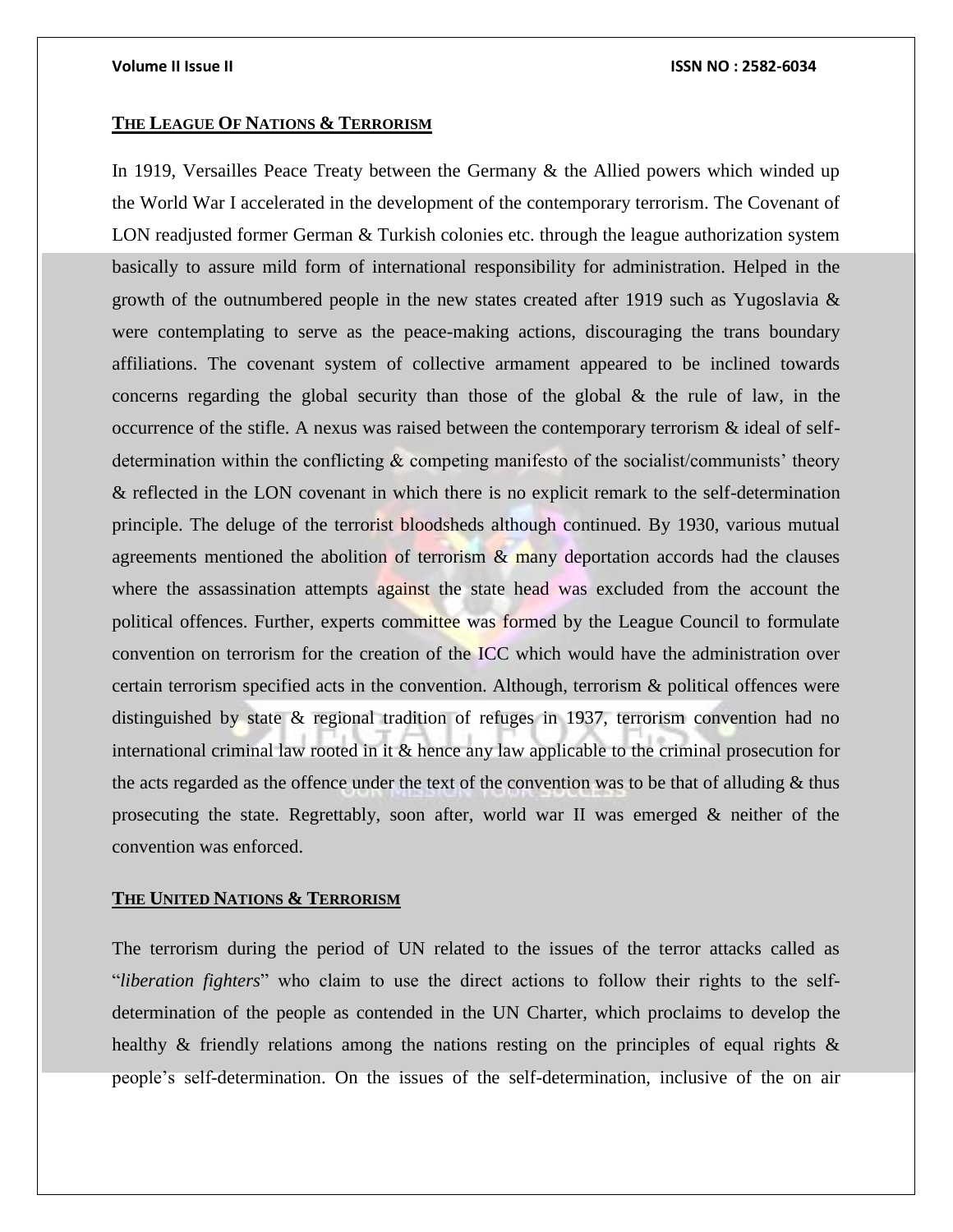## THE LEAGUE OF NATIONS & TERRORISM

In 1919, Versailles Peace Treaty between the Germany & the Allied powers which winded up the World War I accelerated in the development of the contemporary terrorism. The Covenant of LON readjusted former German & Turkish colonies etc. through the league authorization system basically to assure mild form of international responsibility for administration. Helped in the growth of the outnumbered people in the new states created after 1919 such as Yugoslavia & were contemplating to serve as the peace-making actions, discouraging the trans boundary affiliations. The covenant system of collective armament appeared to be inclined towards concerns regarding the global security than those of the global & the rule of law, in the occurrence of the stifle. A nexus was raised between the contemporary terrorism & ideal of self-determination within the conflicting & competing manifesto of the socialist/communists' theory & reflected in the LON covenant in which there is no explicit remark to the self-determination principle. The deluge of the terrorist bloodsheds although continued. By 1930, various mutual agreements mentioned the abolition of terrorism & many deportation accords had the clauses where the assassination attempts against the state head was excluded from the account the political offences. Further, experts committee was formed by the League Council to formulate convention on terrorism for the creation of the ICC which would have the administration over certain terrorism specified acts in the convention. Although, terrorism & political offences were distinguished by state & regional tradition of refuges in 1937, terrorism convention had no international criminal law rooted in it & hence any law applicable to the criminal prosecution for the acts regarded as the offence under the text of the convention was to be that of alluding & thus prosecuting the state. Regrettably, soon after, world war II was emerged & neither of the convention was enforced.

## THE UNITED NATIONS & TERRORISM

The terrorism during the period of UN related to the issues of the terror attacks called as "*liberation fighters*" who claim to use the direct actions to follow their rights to the self-determination of the people as contended in the UN Charter, which proclaims to develop the healthy & friendly relations among the nations resting on the principles of equal rights & people's self-determination. On the issues of the self-determination, inclusive of the on air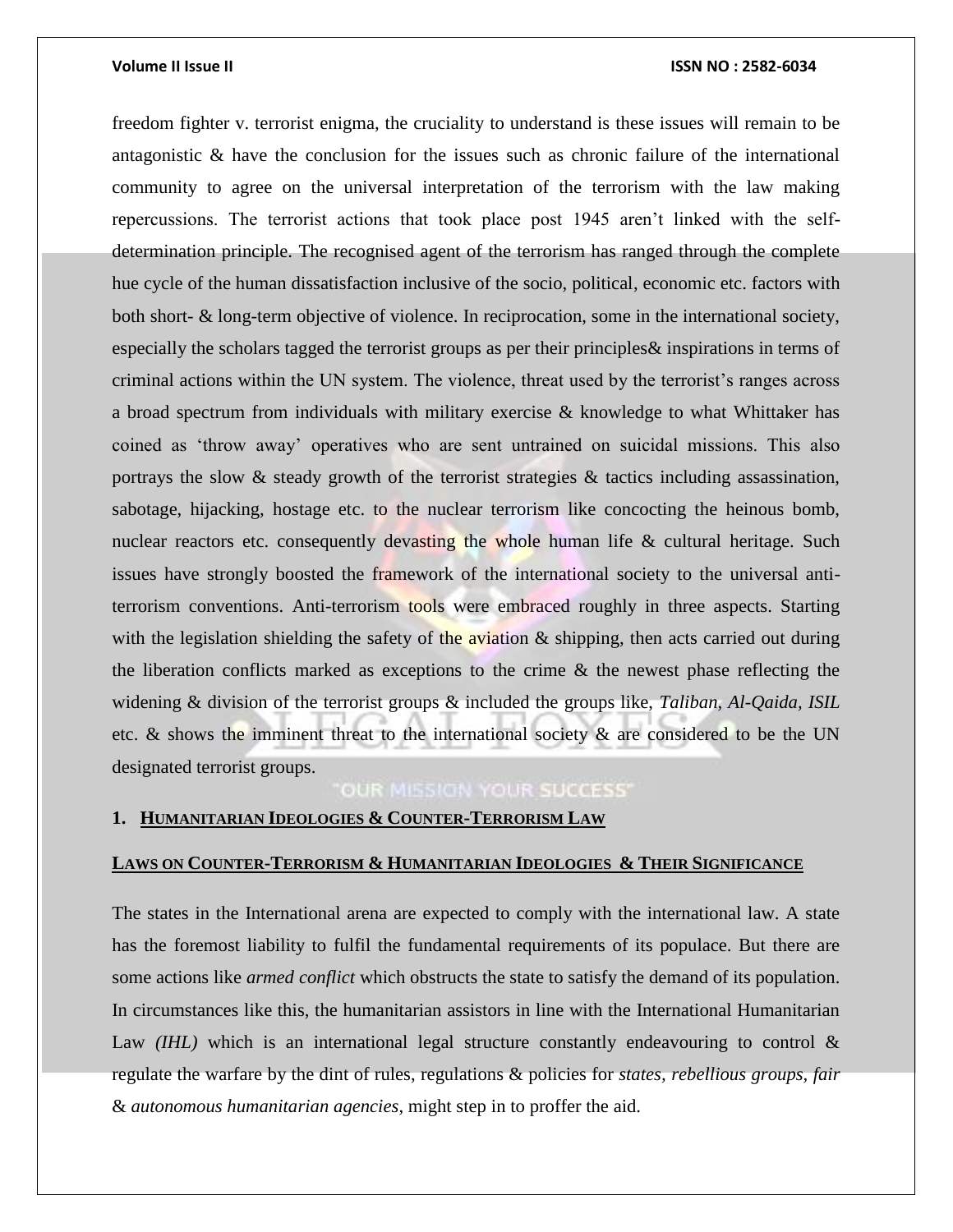freedom fighter v. terrorist enigma, the cruciality to understand is these issues will remain to be antagonistic & have the conclusion for the issues such as chronic failure of the international community to agree on the universal interpretation of the terrorism with the law making repercussions. The terrorist actions that took place post 1945 aren't linked with the self-determination principle. The recognised agent of the terrorism has ranged through the complete hue cycle of the human dissatisfaction inclusive of the socio, political, economic etc. factors with both short- & long-term objective of violence. In reciprocation, some in the international society, especially the scholars tagged the terrorist groups as per their principles& inspirations in terms of criminal actions within the UN system. The violence, threat used by the terrorist's ranges across a broad spectrum from individuals with military exercise & knowledge to what Whittaker has coined as 'throw away' operatives who are sent untrained on suicidal missions. This also portrays the slow & steady growth of the terrorist strategies & tactics including assassination, sabotage, hijacking, hostage etc. to the nuclear terrorism like concocting the heinous bomb, nuclear reactors etc. consequently devasting the whole human life & cultural heritage. Such issues have strongly boosted the framework of the international society to the universal anti-terrorism conventions. Anti-terrorism tools were embraced roughly in three aspects. Starting with the legislation shielding the safety of the aviation & shipping, then acts carried out during the liberation conflicts marked as exceptions to the crime & the newest phase reflecting the widening & division of the terrorist groups & included the groups like, *Taliban, Al-Qaida, ISIL* etc. & shows the imminent threat to the international society & are considered to be the UN designated terrorist groups.

## 1. HUMANITARIAN IDEOLOGIES & COUNTER-TERRORISM LAW

### LAWS ON COUNTER-TERRORISM & HUMANITARIAN IDEOLOGIES & THEIR SIGNIFICANCE

The states in the International arena are expected to comply with the international law. A state has the foremost liability to fulfil the fundamental requirements of its populace. But there are some actions like *armed conflict* which obstructs the state to satisfy the demand of its population. In circumstances like this, the humanitarian assistors in line with the International Humanitarian Law *(IHL)* which is an international legal structure constantly endeavouring to control & regulate the warfare by the dint of rules, regulations & policies for *states, rebellious groups, fair* & *autonomous humanitarian agencies*, might step in to proffer the aid.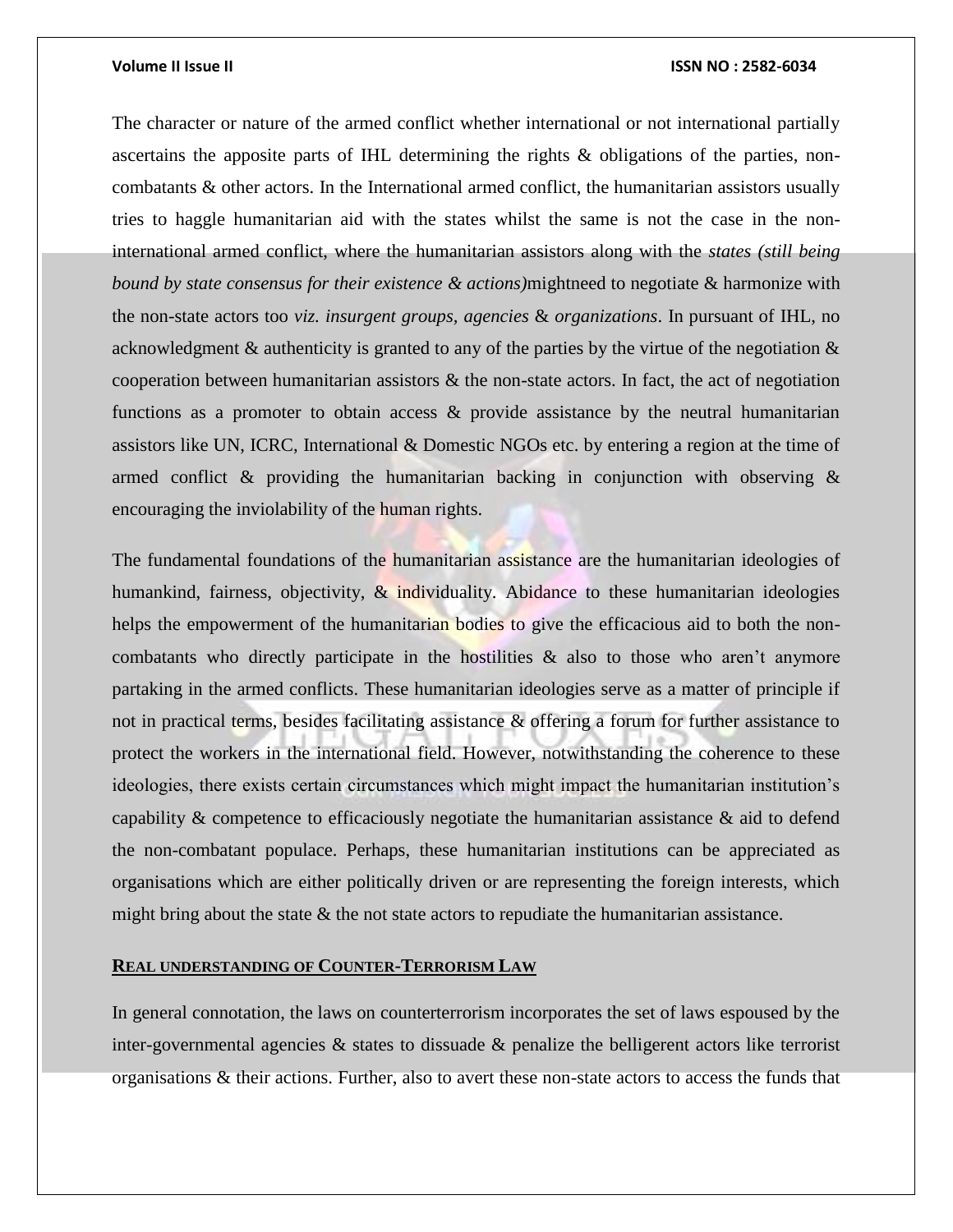The character or nature of the armed conflict whether international or not international partially ascertains the apposite parts of IHL determining the rights & obligations of the parties, non-combatants & other actors. In the International armed conflict, the humanitarian assistors usually tries to haggle humanitarian aid with the states whilst the same is not the case in the non-international armed conflict, where the humanitarian assistors along with the *states (still being bound by state consensus for their existence & actions)*mightneed to negotiate & harmonize with the non-state actors too *viz. insurgent groups, agencies* & *organizations*. In pursuant of IHL, no acknowledgment & authenticity is granted to any of the parties by the virtue of the negotiation & cooperation between humanitarian assistors & the non-state actors. In fact, the act of negotiation functions as a promoter to obtain access & provide assistance by the neutral humanitarian assistors like UN, ICRC, International & Domestic NGOs etc. by entering a region at the time of armed conflict & providing the humanitarian backing in conjunction with observing & encouraging the inviolability of the human rights.

The fundamental foundations of the humanitarian assistance are the humanitarian ideologies of humankind, fairness, objectivity, & individuality. Abidance to these humanitarian ideologies helps the empowerment of the humanitarian bodies to give the efficacious aid to both the non-combatants who directly participate in the hostilities & also to those who aren't anymore partaking in the armed conflicts. These humanitarian ideologies serve as a matter of principle if not in practical terms, besides facilitating assistance & offering a forum for further assistance to protect the workers in the international field. However, notwithstanding the coherence to these ideologies, there exists certain circumstances which might impact the humanitarian institution's capability & competence to efficaciously negotiate the humanitarian assistance & aid to defend the non-combatant populace. Perhaps, these humanitarian institutions can be appreciated as organisations which are either politically driven or are representing the foreign interests, which might bring about the state & the not state actors to repudiate the humanitarian assistance.

## REAL UNDERSTANDING OF COUNTER-TERRORISM LAW

In general connotation, the laws on counterterrorism incorporates the set of laws espoused by the inter-governmental agencies & states to dissuade & penalize the belligerent actors like terrorist organisations & their actions. Further, also to avert these non-state actors to access the funds that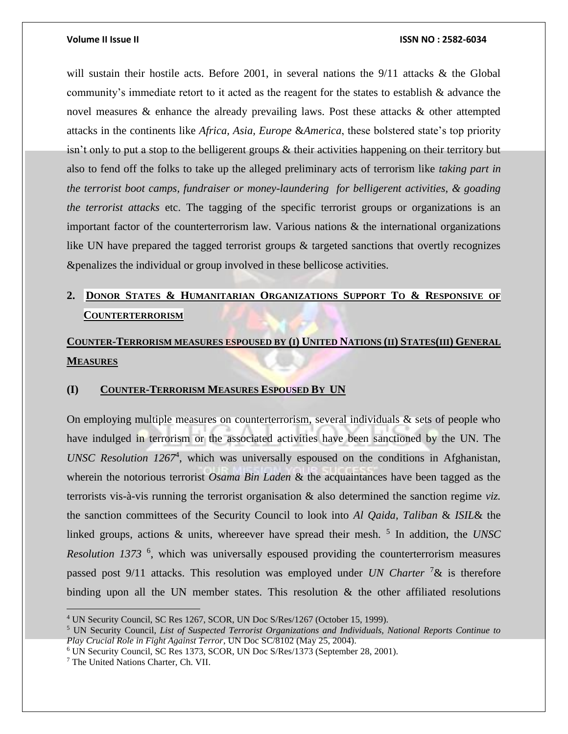will sustain their hostile acts. Before 2001, in several nations the 9/11 attacks & the Global community's immediate retort to it acted as the reagent for the states to establish & advance the novel measures & enhance the already prevailing laws. Post these attacks & other attempted attacks in the continents like *Africa, Asia, Europe* &*America*, these bolstered state's top priority isn't only to put a stop to the belligerent groups & their activities happening on their territory but also to fend off the folks to take up the alleged preliminary acts of terrorism like *taking part in the terrorist boot camps, fundraiser or money-laundering for belligerent activities, & goading the terrorist attacks* etc. The tagging of the specific terrorist groups or organizations is an important factor of the counterterrorism law. Various nations & the international organizations like UN have prepared the tagged terrorist groups & targeted sanctions that overtly recognizes &penalizes the individual or group involved in these bellicose activities.

## 2. Donor States & Humanitarian Organizations Support To & Responsive of Counterterrorism

### Counter-Terrorism measures espoused by (i) United Nations (ii) States(iii) General Measures

### (I) Counter-Terrorism Measures Espoused By UN

On employing multiple measures on counterterrorism, several individuals & sets of people who have indulged in terrorism or the associated activities have been sanctioned by the UN. The *UNSC Resolution 1267*[4], which was universally espoused on the conditions in Afghanistan, wherein the notorious terrorist *Osama Bin Laden* & the acquaintances have been tagged as the terrorists vis-à-vis running the terrorist organisation & also determined the sanction regime *viz.* the sanction committees of the Security Council to look into *Al Qaida, Taliban* & *ISIL*& the linked groups, actions & units, whereever have spread their mesh. [5] In addition, the *UNSC Resolution 1373* [6], which was universally espoused providing the counterterrorism measures passed post 9/11 attacks. This resolution was employed under *UN Charter* [7]& is therefore binding upon all the UN member states. This resolution & the other affiliated resolutions

[4] UN Security Council, SC Res 1267, SCOR, UN Doc S/Res/1267 (October 15, 1999).

[5] UN Security Council, *List of Suspected Terrorist Organizations and Individuals, National Reports Continue to Play Crucial Role in Fight Against Terror*, UN Doc SC/8102 (May 25, 2004).

[6] UN Security Council, SC Res 1373, SCOR, UN Doc S/Res/1373 (September 28, 2001).

[7] The United Nations Charter, Ch. VII.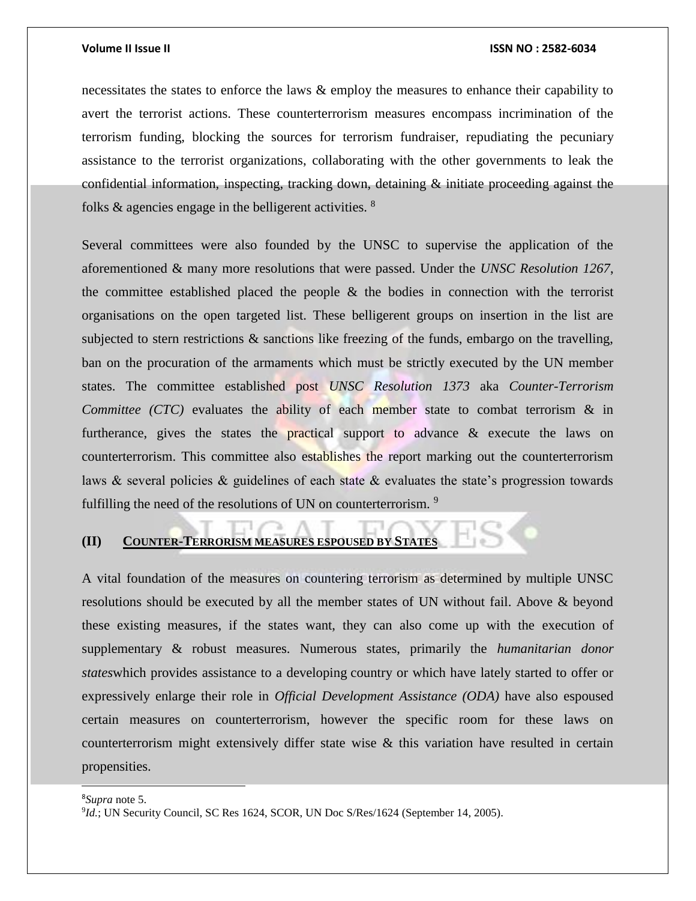necessitates the states to enforce the laws & employ the measures to enhance their capability to avert the terrorist actions. These counterterrorism measures encompass incrimination of the terrorism funding, blocking the sources for terrorism fundraiser, repudiating the pecuniary assistance to the terrorist organizations, collaborating with the other governments to leak the confidential information, inspecting, tracking down, detaining & initiate proceeding against the folks & agencies engage in the belligerent activities. [8]

Several committees were also founded by the UNSC to supervise the application of the aforementioned & many more resolutions that were passed. Under the *UNSC Resolution 1267*, the committee established placed the people & the bodies in connection with the terrorist organisations on the open targeted list. These belligerent groups on insertion in the list are subjected to stern restrictions & sanctions like freezing of the funds, embargo on the travelling, ban on the procuration of the armaments which must be strictly executed by the UN member states. The committee established post *UNSC Resolution 1373* aka *Counter-Terrorism Committee (CTC)* evaluates the ability of each member state to combat terrorism & in furtherance, gives the states the practical support to advance & execute the laws on counterterrorism. This committee also establishes the report marking out the counterterrorism laws & several policies & guidelines of each state & evaluates the state's progression towards fulfilling the need of the resolutions of UN on counterterrorism. [9]

### (II) Counter-Terrorism measures espoused by States

A vital foundation of the measures on countering terrorism as determined by multiple UNSC resolutions should be executed by all the member states of UN without fail. Above & beyond these existing measures, if the states want, they can also come up with the execution of supplementary & robust measures. Numerous states, primarily the *humanitarian donor states*which provides assistance to a developing country or which have lately started to offer or expressively enlarge their role in *Official Development Assistance (ODA)* have also espoused certain measures on counterterrorism, however the specific room for these laws on counterterrorism might extensively differ state wise & this variation have resulted in certain propensities.

---

[8] *Supra* note 5.

[9] *Id.*; UN Security Council, SC Res 1624, SCOR, UN Doc S/Res/1624 (September 14, 2005).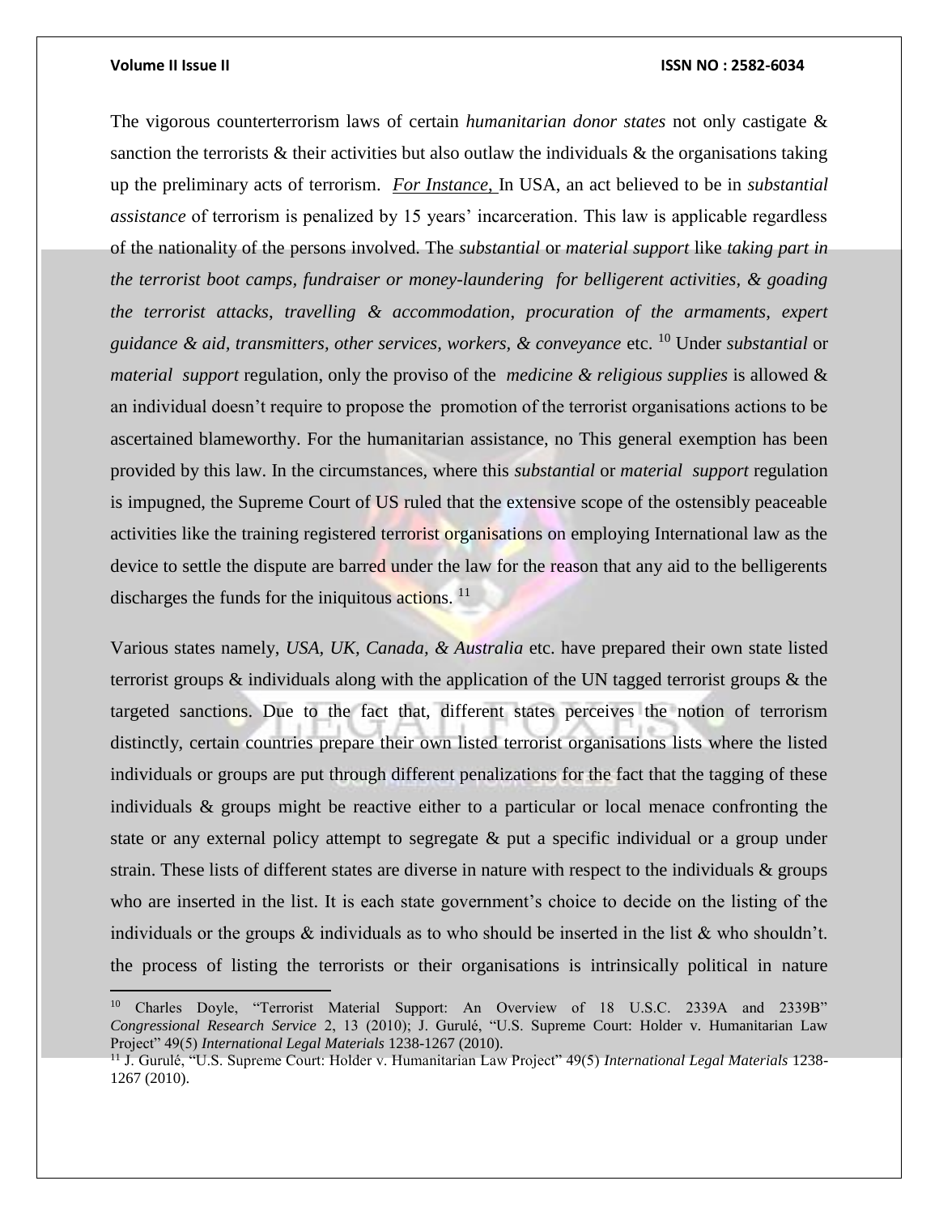The vigorous counterterrorism laws of certain *humanitarian donor states* not only castigate & sanction the terrorists & their activities but also outlaw the individuals & the organisations taking up the preliminary acts of terrorism. *For Instance,* In USA, an act believed to be in *substantial assistance* of terrorism is penalized by 15 years' incarceration. This law is applicable regardless of the nationality of the persons involved. The *substantial* or *material support* like *taking part in the terrorist boot camps, fundraiser or money-laundering for belligerent activities, & goading the terrorist attacks, travelling & accommodation, procuration of the armaments, expert guidance & aid, transmitters, other services, workers, & conveyance* etc. [10] Under *substantial* or *material support* regulation, only the proviso of the *medicine & religious supplies* is allowed & an individual doesn't require to propose the promotion of the terrorist organisations actions to be ascertained blameworthy. For the humanitarian assistance, no This general exemption has been provided by this law. In the circumstances, where this *substantial* or *material support* regulation is impugned, the Supreme Court of US ruled that the extensive scope of the ostensibly peaceable activities like the training registered terrorist organisations on employing International law as the device to settle the dispute are barred under the law for the reason that any aid to the belligerents discharges the funds for the iniquitous actions. [11]

Various states namely, *USA, UK, Canada, & Australia* etc. have prepared their own state listed terrorist groups & individuals along with the application of the UN tagged terrorist groups & the targeted sanctions. Due to the fact that, different states perceives the notion of terrorism distinctly, certain countries prepare their own listed terrorist organisations lists where the listed individuals or groups are put through different penalizations for the fact that the tagging of these individuals & groups might be reactive either to a particular or local menace confronting the state or any external policy attempt to segregate & put a specific individual or a group under strain. These lists of different states are diverse in nature with respect to the individuals & groups who are inserted in the list. It is each state government's choice to decide on the listing of the individuals or the groups & individuals as to who should be inserted in the list & who shouldn't. the process of listing the terrorists or their organisations is intrinsically political in nature

---

[10] Charles Doyle, "Terrorist Material Support: An Overview of 18 U.S.C. 2339A and 2339B" *Congressional Research Service* 2, 13 (2010); J. Gurulé, "U.S. Supreme Court: Holder v. Humanitarian Law Project" 49(5) *International Legal Materials* 1238-1267 (2010).

[11] J. Gurulé, "U.S. Supreme Court: Holder v. Humanitarian Law Project" 49(5) *International Legal Materials* 1238-1267 (2010).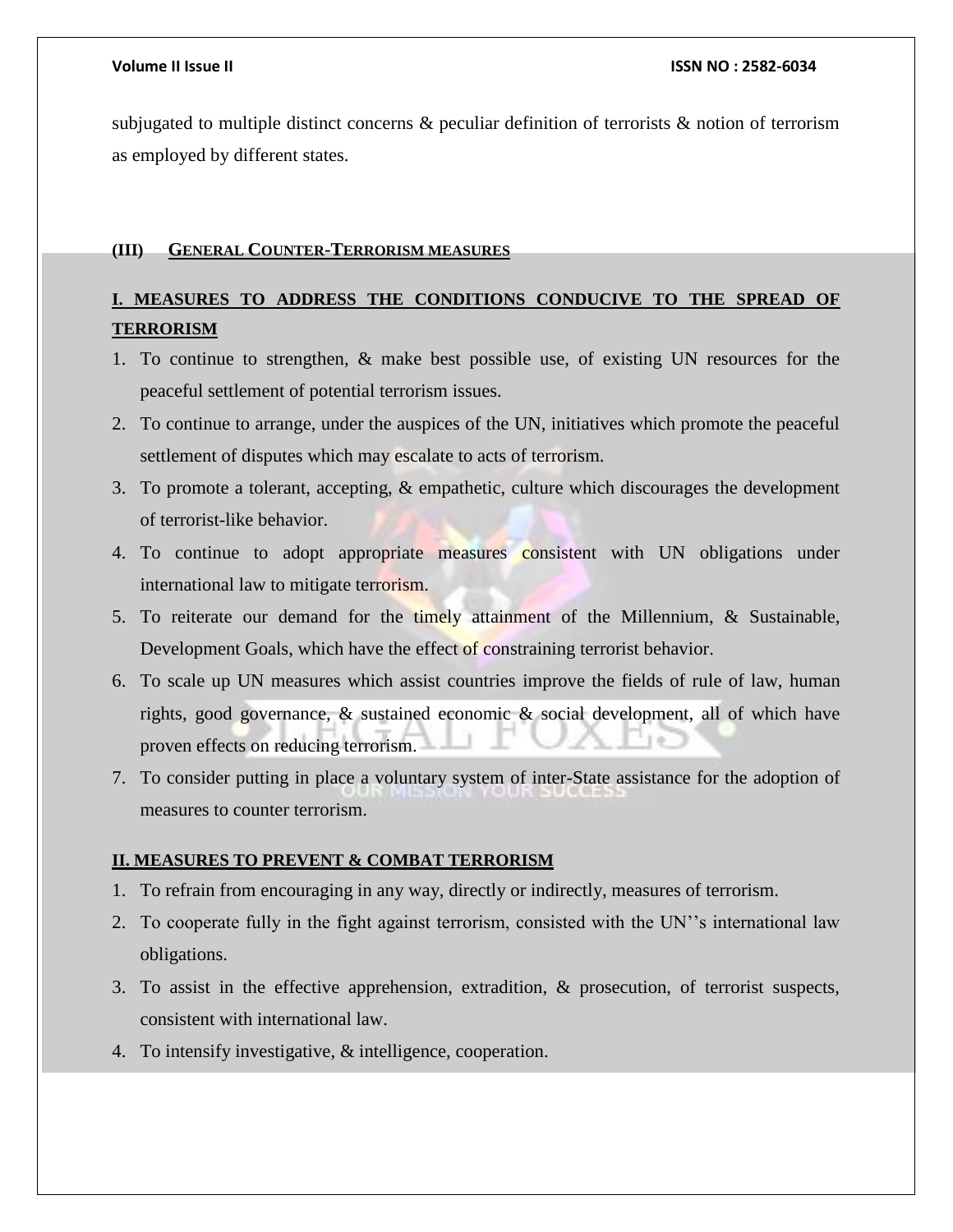subjugated to multiple distinct concerns & peculiar definition of terrorists & notion of terrorism as employed by different states.

## (III) General Counter-Terrorism measures

### I. MEASURES TO ADDRESS THE CONDITIONS CONDUCIVE TO THE SPREAD OF TERRORISM

1. To continue to strengthen, & make best possible use, of existing UN resources for the peaceful settlement of potential terrorism issues.
2. To continue to arrange, under the auspices of the UN, initiatives which promote the peaceful settlement of disputes which may escalate to acts of terrorism.
3. To promote a tolerant, accepting, & empathetic, culture which discourages the development of terrorist-like behavior.
4. To continue to adopt appropriate measures consistent with UN obligations under international law to mitigate terrorism.
5. To reiterate our demand for the timely attainment of the Millennium, & Sustainable, Development Goals, which have the effect of constraining terrorist behavior.
6. To scale up UN measures which assist countries improve the fields of rule of law, human rights, good governance, & sustained economic & social development, all of which have proven effects on reducing terrorism.
7. To consider putting in place a voluntary system of inter-State assistance for the adoption of measures to counter terrorism.

### II. MEASURES TO PREVENT & COMBAT TERRORISM

1. To refrain from encouraging in any way, directly or indirectly, measures of terrorism.
2. To cooperate fully in the fight against terrorism, consisted with the UN''s international law obligations.
3. To assist in the effective apprehension, extradition, & prosecution, of terrorist suspects, consistent with international law.
4. To intensify investigative, & intelligence, cooperation.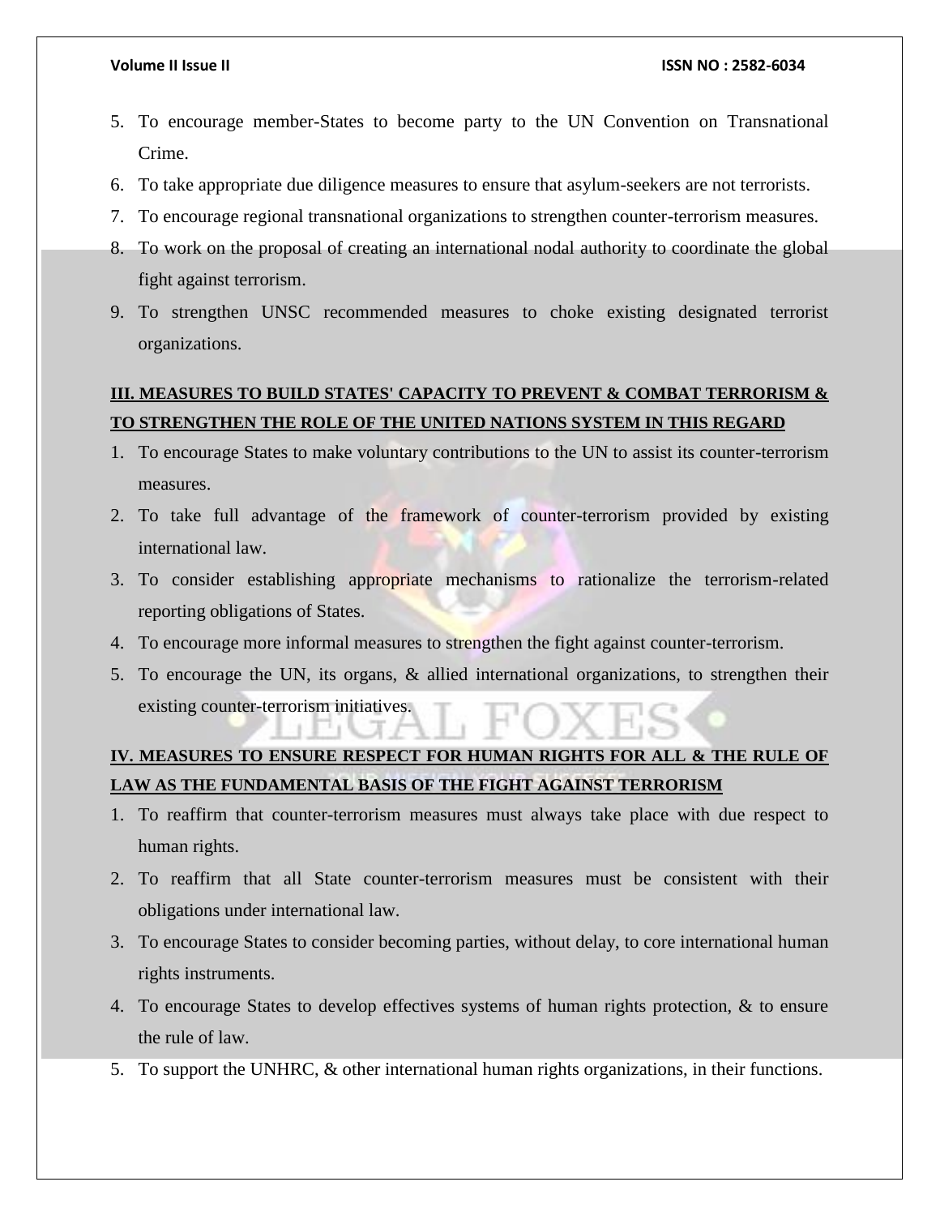5. To encourage member-States to become party to the UN Convention on Transnational Crime.
6. To take appropriate due diligence measures to ensure that asylum-seekers are not terrorists.
7. To encourage regional transnational organizations to strengthen counter-terrorism measures.
8. To work on the proposal of creating an international nodal authority to coordinate the global fight against terrorism.
9. To strengthen UNSC recommended measures to choke existing designated terrorist organizations.

**III. MEASURES TO BUILD STATES' CAPACITY TO PREVENT & COMBAT TERRORISM & TO STRENGTHEN THE ROLE OF THE UNITED NATIONS SYSTEM IN THIS REGARD**

1. To encourage States to make voluntary contributions to the UN to assist its counter-terrorism measures.
2. To take full advantage of the framework of counter-terrorism provided by existing international law.
3. To consider establishing appropriate mechanisms to rationalize the terrorism-related reporting obligations of States.
4. To encourage more informal measures to strengthen the fight against counter-terrorism.
5. To encourage the UN, its organs, & allied international organizations, to strengthen their existing counter-terrorism initiatives.

**IV. MEASURES TO ENSURE RESPECT FOR HUMAN RIGHTS FOR ALL & THE RULE OF LAW AS THE FUNDAMENTAL BASIS OF THE FIGHT AGAINST TERRORISM**

1. To reaffirm that counter-terrorism measures must always take place with due respect to human rights.
2. To reaffirm that all State counter-terrorism measures must be consistent with their obligations under international law.
3. To encourage States to consider becoming parties, without delay, to core international human rights instruments.
4. To encourage States to develop effectives systems of human rights protection, & to ensure the rule of law.
5. To support the UNHRC, & other international human rights organizations, in their functions.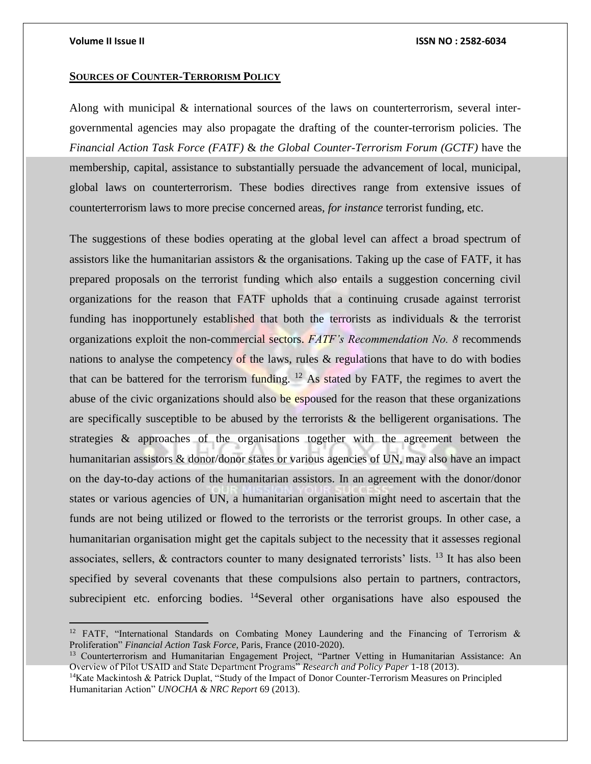## SOURCES OF COUNTER-TERRORISM POLICY

Along with municipal & international sources of the laws on counterterrorism, several inter-governmental agencies may also propagate the drafting of the counter-terrorism policies. The *Financial Action Task Force (FATF)* & *the Global Counter-Terrorism Forum (GCTF)* have the membership, capital, assistance to substantially persuade the advancement of local, municipal, global laws on counterterrorism. These bodies directives range from extensive issues of counterterrorism laws to more precise concerned areas, *for instance* terrorist funding, etc.

The suggestions of these bodies operating at the global level can affect a broad spectrum of assistors like the humanitarian assistors & the organisations. Taking up the case of FATF, it has prepared proposals on the terrorist funding which also entails a suggestion concerning civil organizations for the reason that FATF upholds that a continuing crusade against terrorist funding has inopportunely established that both the terrorists as individuals & the terrorist organizations exploit the non-commercial sectors. *FATF's Recommendation No. 8* recommends nations to analyse the competency of the laws, rules & regulations that have to do with bodies that can be battered for the terrorism funding. [12] As stated by FATF, the regimes to avert the abuse of the civic organizations should also be espoused for the reason that these organizations are specifically susceptible to be abused by the terrorists & the belligerent organisations. The strategies & approaches of the organisations together with the agreement between the humanitarian assistors & donor/donor states or various agencies of UN, may also have an impact on the day-to-day actions of the humanitarian assistors. In an agreement with the donor/donor states or various agencies of UN, a humanitarian organisation might need to ascertain that the funds are not being utilized or flowed to the terrorists or the terrorist groups. In other case, a humanitarian organisation might get the capitals subject to the necessity that it assesses regional associates, sellers, & contractors counter to many designated terrorists' lists. [13] It has also been specified by several covenants that these compulsions also pertain to partners, contractors, subrecipient etc. enforcing bodies. [14]Several other organisations have also espoused the

---

[12] FATF, "International Standards on Combating Money Laundering and the Financing of Terrorism & Proliferation" *Financial Action Task Force*, Paris, France (2010-2020).

[13] Counterterrorism and Humanitarian Engagement Project, "Partner Vetting in Humanitarian Assistance: An Overview of Pilot USAID and State Department Programs" *Research and Policy Paper* 1-18 (2013).

[14] Kate Mackintosh & Patrick Duplat, "Study of the Impact of Donor Counter-Terrorism Measures on Principled Humanitarian Action" *UNOCHA & NRC Report* 69 (2013).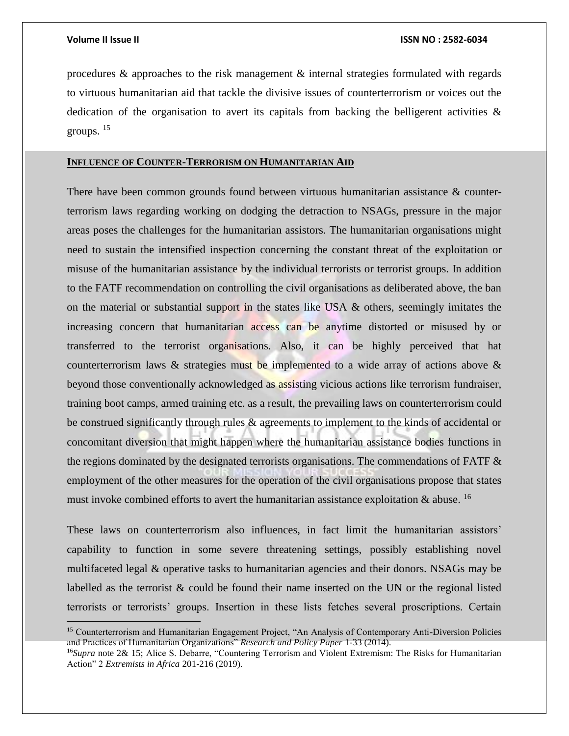procedures & approaches to the risk management & internal strategies formulated with regards to virtuous humanitarian aid that tackle the divisive issues of counterterrorism or voices out the dedication of the organisation to avert its capitals from backing the belligerent activities & groups. [15]

## INFLUENCE OF COUNTER-TERRORISM ON HUMANITARIAN AID

There have been common grounds found between virtuous humanitarian assistance & counter-terrorism laws regarding working on dodging the detraction to NSAGs, pressure in the major areas poses the challenges for the humanitarian assistors. The humanitarian organisations might need to sustain the intensified inspection concerning the constant threat of the exploitation or misuse of the humanitarian assistance by the individual terrorists or terrorist groups. In addition to the FATF recommendation on controlling the civil organisations as deliberated above, the ban on the material or substantial support in the states like USA & others, seemingly imitates the increasing concern that humanitarian access can be anytime distorted or misused by or transferred to the terrorist organisations. Also, it can be highly perceived that hat counterterrorism laws & strategies must be implemented to a wide array of actions above & beyond those conventionally acknowledged as assisting vicious actions like terrorism fundraiser, training boot camps, armed training etc. as a result, the prevailing laws on counterterrorism could be construed significantly through rules & agreements to implement to the kinds of accidental or concomitant diversion that might happen where the humanitarian assistance bodies functions in the regions dominated by the designated terrorists organisations. The commendations of FATF & employment of the other measures for the operation of the civil organisations propose that states must invoke combined efforts to avert the humanitarian assistance exploitation & abuse. [16]

These laws on counterterrorism also influences, in fact limit the humanitarian assistors' capability to function in some severe threatening settings, possibly establishing novel multifaceted legal & operative tasks to humanitarian agencies and their donors. NSAGs may be labelled as the terrorist & could be found their name inserted on the UN or the regional listed terrorists or terrorists' groups. Insertion in these lists fetches several proscriptions. Certain

---

[15] Counterterrorism and Humanitarian Engagement Project, "An Analysis of Contemporary Anti-Diversion Policies and Practices of Humanitarian Organizations" *Research and Policy Paper* 1-33 (2014).

[16] *Supra* note 2& 15; Alice S. Debarre, "Countering Terrorism and Violent Extremism: The Risks for Humanitarian Action" 2 *Extremists in Africa* 201-216 (2019).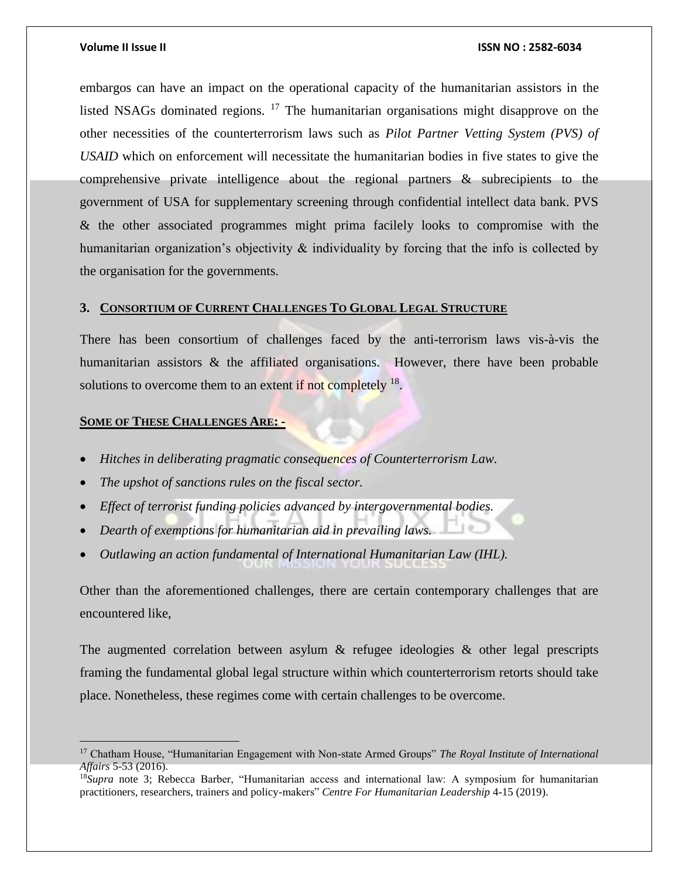embargos can have an impact on the operational capacity of the humanitarian assistors in the listed NSAGs dominated regions. [17] The humanitarian organisations might disapprove on the other necessities of the counterterrorism laws such as *Pilot Partner Vetting System (PVS) of USAID* which on enforcement will necessitate the humanitarian bodies in five states to give the comprehensive private intelligence about the regional partners & subrecipients to the government of USA for supplementary screening through confidential intellect data bank. PVS & the other associated programmes might prima facilely looks to compromise with the humanitarian organization's objectivity & individuality by forcing that the info is collected by the organisation for the governments.

## 3. Consortium of Current Challenges To Global Legal Structure

There has been consortium of challenges faced by the anti-terrorism laws vis-à-vis the humanitarian assistors & the affiliated organisations. However, there have been probable solutions to overcome them to an extent if not completely [18].

### Some of These Challenges Are: -

- *Hitches in deliberating pragmatic consequences of Counterterrorism Law.*
- *The upshot of sanctions rules on the fiscal sector.*
- *Effect of terrorist funding policies advanced by intergovernmental bodies.*
- *Dearth of exemptions for humanitarian aid in prevailing laws.*
- *Outlawing an action fundamental of International Humanitarian Law (IHL).*

Other than the aforementioned challenges, there are certain contemporary challenges that are encountered like,

The augmented correlation between asylum & refugee ideologies & other legal prescripts framing the fundamental global legal structure within which counterterrorism retorts should take place. Nonetheless, these regimes come with certain challenges to be overcome.

---

[17] Chatham House, "Humanitarian Engagement with Non-state Armed Groups" *The Royal Institute of International Affairs* 5-53 (2016).

[18] *Supra* note 3; Rebecca Barber, "Humanitarian access and international law: A symposium for humanitarian practitioners, researchers, trainers and policy-makers" *Centre For Humanitarian Leadership* 4-15 (2019).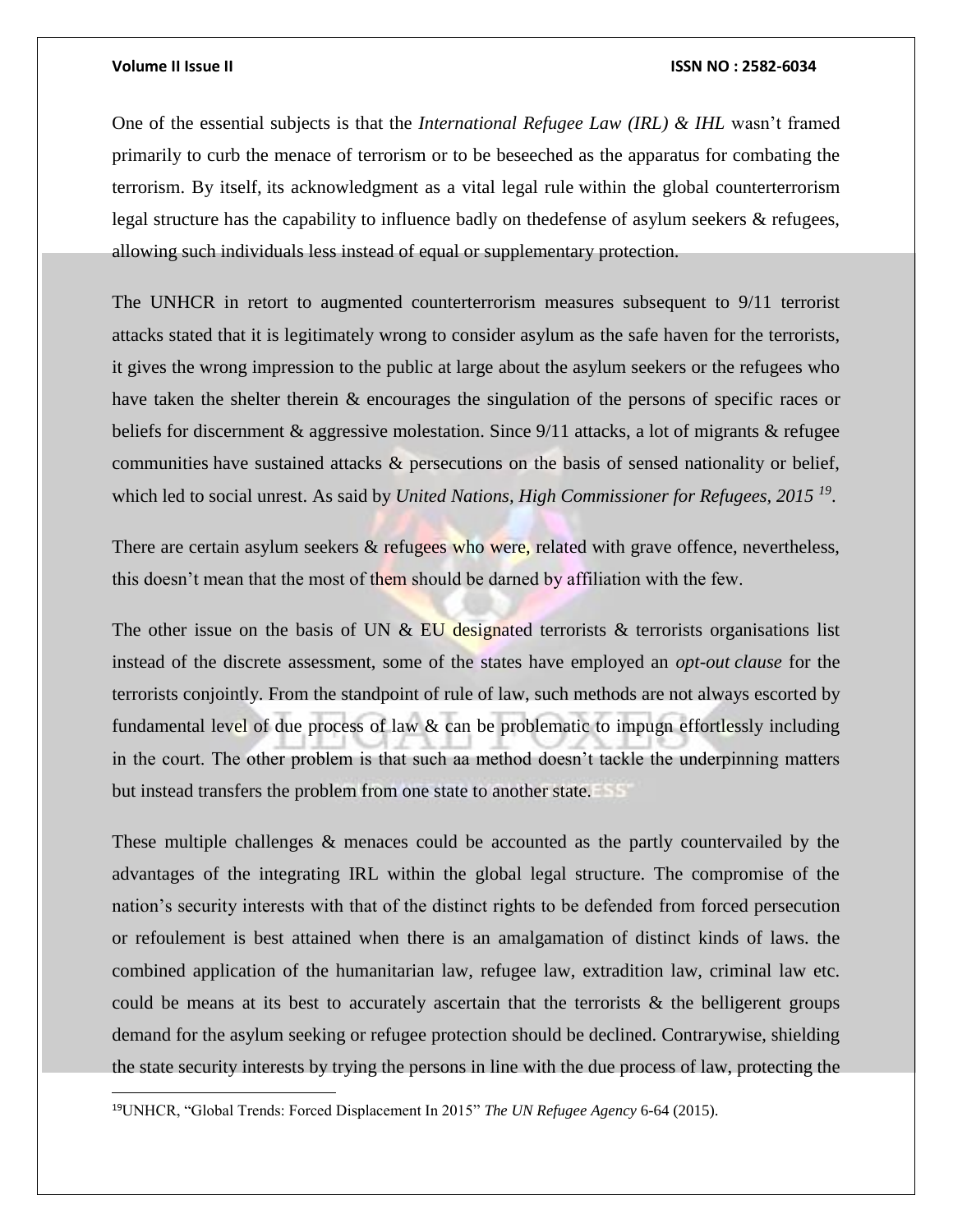One of the essential subjects is that the *International Refugee Law (IRL) & IHL* wasn't framed primarily to curb the menace of terrorism or to be beseeched as the apparatus for combating the terrorism. By itself, its acknowledgment as a vital legal rule within the global counterterrorism legal structure has the capability to influence badly on thedefense of asylum seekers & refugees, allowing such individuals less instead of equal or supplementary protection.

The UNHCR in retort to augmented counterterrorism measures subsequent to 9/11 terrorist attacks stated that it is legitimately wrong to consider asylum as the safe haven for the terrorists, it gives the wrong impression to the public at large about the asylum seekers or the refugees who have taken the shelter therein & encourages the singulation of the persons of specific races or beliefs for discernment & aggressive molestation. Since 9/11 attacks, a lot of migrants & refugee communities have sustained attacks & persecutions on the basis of sensed nationality or belief, which led to social unrest. As said by *United Nations, High Commissioner for Refugees, 2015* [19].

There are certain asylum seekers & refugees who were, related with grave offence, nevertheless, this doesn't mean that the most of them should be darned by affiliation with the few.

The other issue on the basis of UN & EU designated terrorists & terrorists organisations list instead of the discrete assessment, some of the states have employed an *opt-out clause* for the terrorists conjointly. From the standpoint of rule of law, such methods are not always escorted by fundamental level of due process of law & can be problematic to impugn effortlessly including in the court. The other problem is that such aa method doesn't tackle the underpinning matters but instead transfers the problem from one state to another state.

These multiple challenges & menaces could be accounted as the partly countervailed by the advantages of the integrating IRL within the global legal structure. The compromise of the nation's security interests with that of the distinct rights to be defended from forced persecution or refoulement is best attained when there is an amalgamation of distinct kinds of laws. the combined application of the humanitarian law, refugee law, extradition law, criminal law etc. could be means at its best to accurately ascertain that the terrorists & the belligerent groups demand for the asylum seeking or refugee protection should be declined. Contrarywise, shielding the state security interests by trying the persons in line with the due process of law, protecting the

[19] UNHCR, "Global Trends: Forced Displacement In 2015" *The UN Refugee Agency* 6-64 (2015).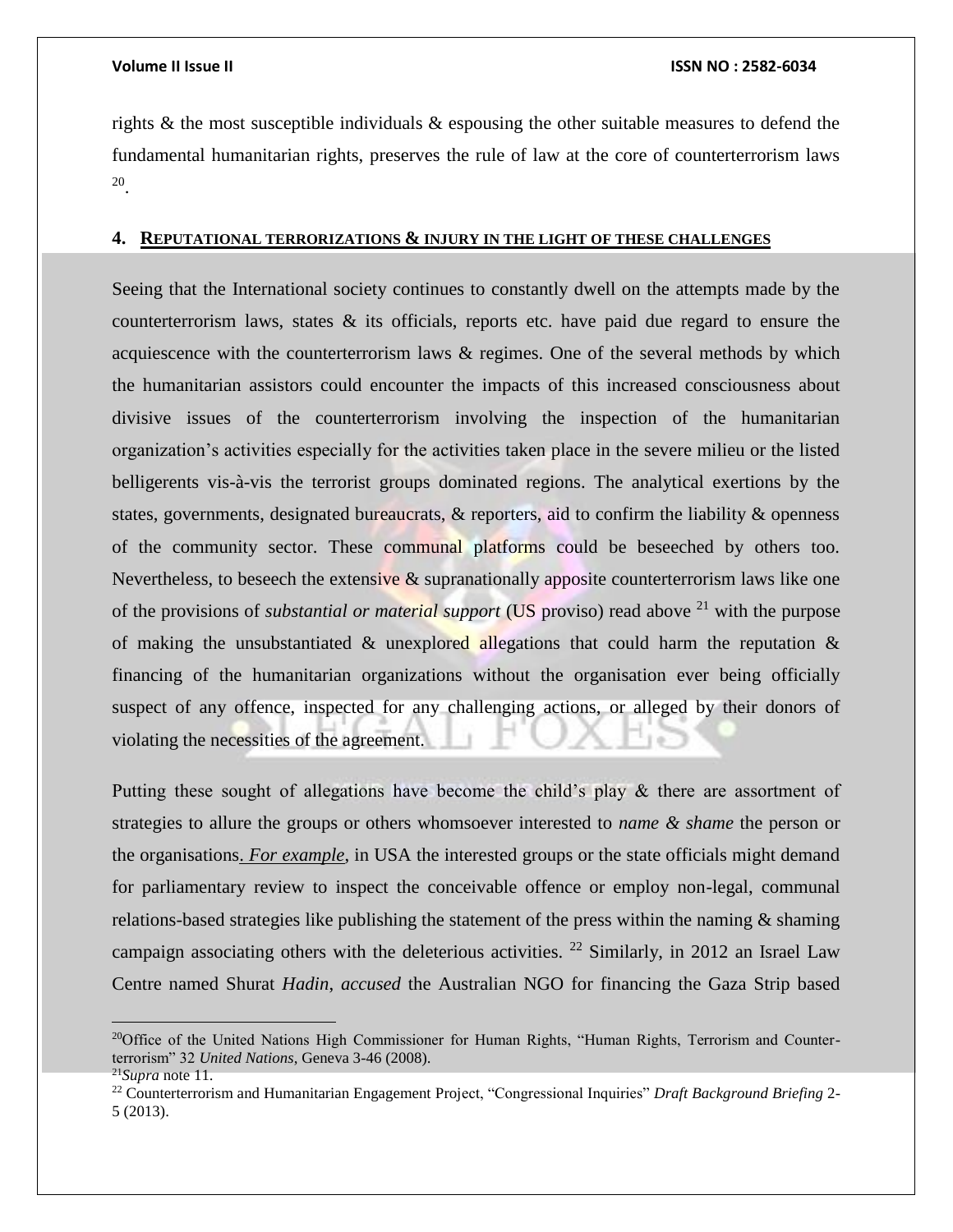rights & the most susceptible individuals & espousing the other suitable measures to defend the fundamental humanitarian rights, preserves the rule of law at the core of counterterrorism laws [20].

## 4. REPUTATIONAL TERRORIZATIONS & INJURY IN THE LIGHT OF THESE CHALLENGES

Seeing that the International society continues to constantly dwell on the attempts made by the counterterrorism laws, states & its officials, reports etc. have paid due regard to ensure the acquiescence with the counterterrorism laws & regimes. One of the several methods by which the humanitarian assistors could encounter the impacts of this increased consciousness about divisive issues of the counterterrorism involving the inspection of the humanitarian organization's activities especially for the activities taken place in the severe milieu or the listed belligerents vis-à-vis the terrorist groups dominated regions. The analytical exertions by the states, governments, designated bureaucrats, & reporters, aid to confirm the liability & openness of the community sector. These communal platforms could be beseeched by others too. Nevertheless, to beseech the extensive & supranationally apposite counterterrorism laws like one of the provisions of *substantial or material support* (US proviso) read above [21] with the purpose of making the unsubstantiated & unexplored allegations that could harm the reputation & financing of the humanitarian organizations without the organisation ever being officially suspect of any offence, inspected for any challenging actions, or alleged by their donors of violating the necessities of the agreement.

Putting these sought of allegations have become the child's play & there are assortment of strategies to allure the groups or others whomsoever interested to *name & shame* the person or the organisations. *For example*, in USA the interested groups or the state officials might demand for parliamentary review to inspect the conceivable offence or employ non-legal, communal relations-based strategies like publishing the statement of the press within the naming & shaming campaign associating others with the deleterious activities. [22] Similarly, in 2012 an Israel Law Centre named Shurat *Hadin*, *accused* the Australian NGO for financing the Gaza Strip based

---

[20] Office of the United Nations High Commissioner for Human Rights, "Human Rights, Terrorism and Counter-terrorism" 32 *United Nations*, Geneva 3-46 (2008).

[21] *Supra* note 11.

[22] Counterterrorism and Humanitarian Engagement Project, "Congressional Inquiries" *Draft Background Briefing* 2-5 (2013).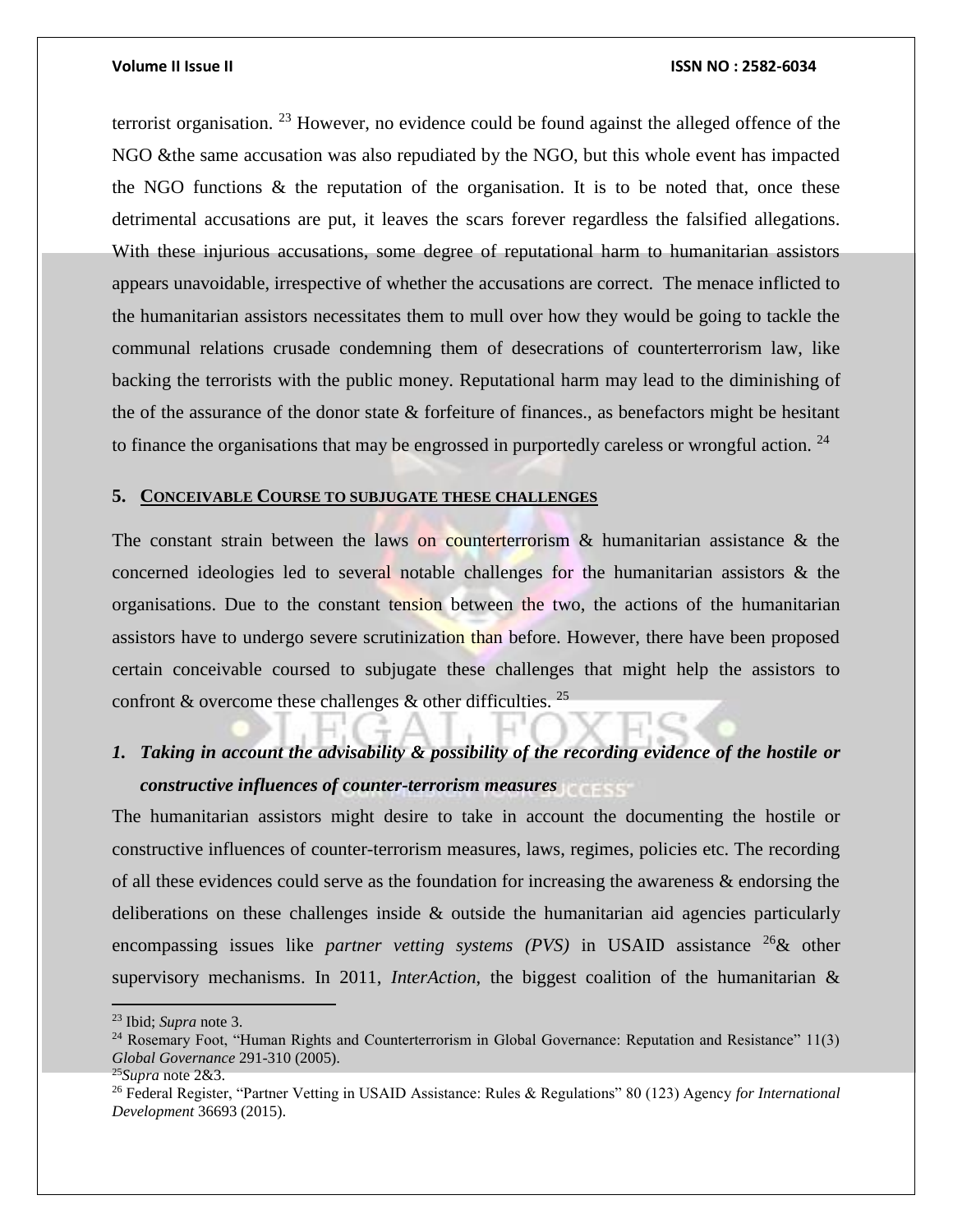terrorist organisation. [23] However, no evidence could be found against the alleged offence of the NGO &the same accusation was also repudiated by the NGO, but this whole event has impacted the NGO functions & the reputation of the organisation. It is to be noted that, once these detrimental accusations are put, it leaves the scars forever regardless the falsified allegations. With these injurious accusations, some degree of reputational harm to humanitarian assistors appears unavoidable, irrespective of whether the accusations are correct. The menace inflicted to the humanitarian assistors necessitates them to mull over how they would be going to tackle the communal relations crusade condemning them of desecrations of counterterrorism law, like backing the terrorists with the public money. Reputational harm may lead to the diminishing of the of the assurance of the donor state & forfeiture of finances., as benefactors might be hesitant to finance the organisations that may be engrossed in purportedly careless or wrongful action. [24]

## 5. Conceivable Course to subjugate these challenges

The constant strain between the laws on counterterrorism & humanitarian assistance & the concerned ideologies led to several notable challenges for the humanitarian assistors & the organisations. Due to the constant tension between the two, the actions of the humanitarian assistors have to undergo severe scrutinization than before. However, there have been proposed certain conceivable coursed to subjugate these challenges that might help the assistors to confront & overcome these challenges & other difficulties. [25]

### 1. *Taking in account the advisability & possibility of the recording evidence of the hostile or constructive influences of counter-terrorism measures*

The humanitarian assistors might desire to take in account the documenting the hostile or constructive influences of counter-terrorism measures, laws, regimes, policies etc. The recording of all these evidences could serve as the foundation for increasing the awareness & endorsing the deliberations on these challenges inside & outside the humanitarian aid agencies particularly encompassing issues like *partner vetting systems (PVS)* in USAID assistance [26]& other supervisory mechanisms. In 2011, *InterAction*, the biggest coalition of the humanitarian &

---

[23] Ibid; *Supra* note 3.

[24] Rosemary Foot, "Human Rights and Counterterrorism in Global Governance: Reputation and Resistance" 11(3) *Global Governance* 291-310 (2005).

[25] *Supra* note 2&3.

[26] Federal Register, "Partner Vetting in USAID Assistance: Rules & Regulations" 80 (123) Agency *for International Development* 36693 (2015).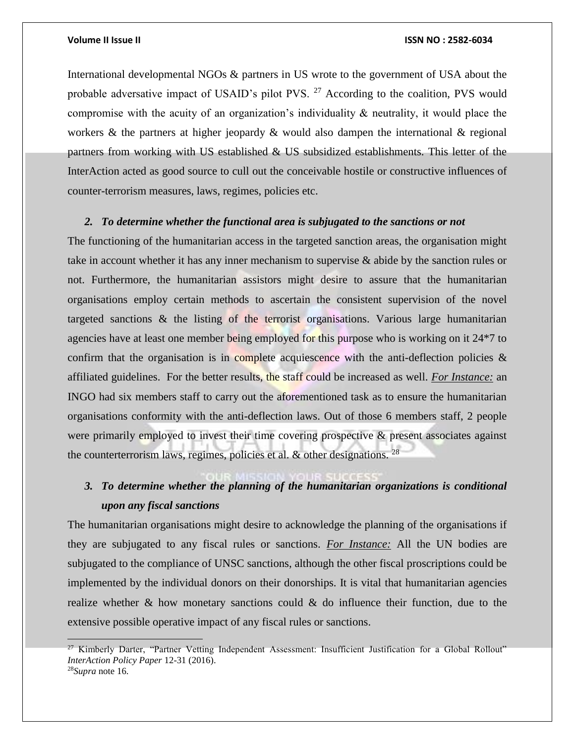International developmental NGOs & partners in US wrote to the government of USA about the probable adversative impact of USAID's pilot PVS. [27] According to the coalition, PVS would compromise with the acuity of an organization's individuality & neutrality, it would place the workers & the partners at higher jeopardy & would also dampen the international & regional partners from working with US established & US subsidized establishments. This letter of the InterAction acted as good source to cull out the conceivable hostile or constructive influences of counter-terrorism measures, laws, regimes, policies etc.

***2. To determine whether the functional area is subjugated to the sanctions or not***

The functioning of the humanitarian access in the targeted sanction areas, the organisation might take in account whether it has any inner mechanism to supervise & abide by the sanction rules or not. Furthermore, the humanitarian assistors might desire to assure that the humanitarian organisations employ certain methods to ascertain the consistent supervision of the novel targeted sanctions & the listing of the terrorist organisations. Various large humanitarian agencies have at least one member being employed for this purpose who is working on it 24*7 to confirm that the organisation is in complete acquiescence with the anti-deflection policies & affiliated guidelines. For the better results, the staff could be increased as well. ***For Instance:*** an INGO had six members staff to carry out the aforementioned task as to ensure the humanitarian organisations conformity with the anti-deflection laws. Out of those 6 members staff, 2 people were primarily employed to invest their time covering prospective & present associates against the counterterrorism laws, regimes, policies et al. & other designations. [28]

***3. To determine whether the planning of the humanitarian organizations is conditional upon any fiscal sanctions***

The humanitarian organisations might desire to acknowledge the planning of the organisations if they are subjugated to any fiscal rules or sanctions. ***For Instance:*** All the UN bodies are subjugated to the compliance of UNSC sanctions, although the other fiscal proscriptions could be implemented by the individual donors on their donorships. It is vital that humanitarian agencies realize whether & how monetary sanctions could & do influence their function, due to the extensive possible operative impact of any fiscal rules or sanctions.

---

[27] Kimberly Darter, "Partner Vetting Independent Assessment: Insufficient Justification for a Global Rollout" *InterAction Policy Paper* 12-31 (2016).

[28] *Supra* note 16.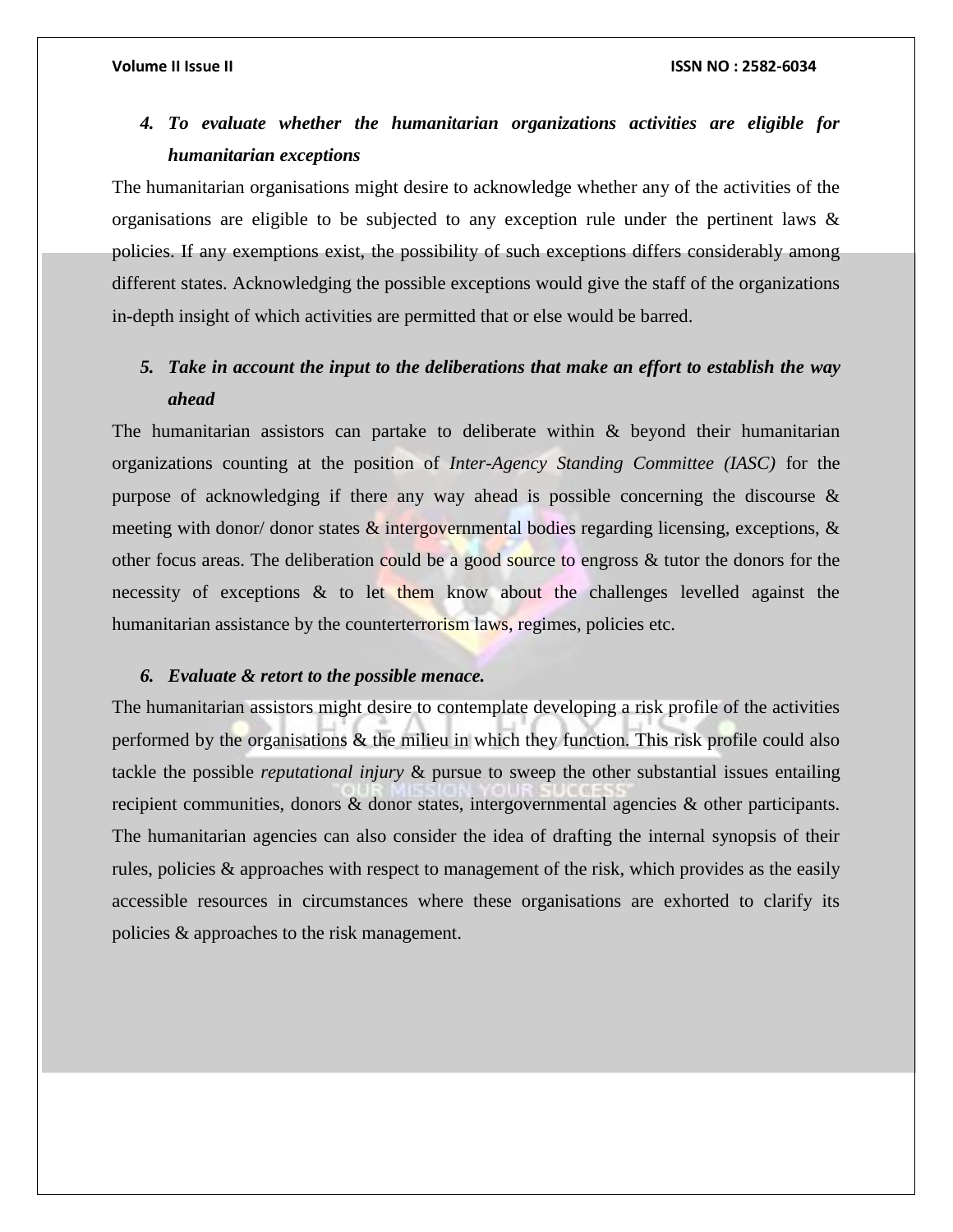4. ***To evaluate whether the humanitarian organizations activities are eligible for humanitarian exceptions***

The humanitarian organisations might desire to acknowledge whether any of the activities of the organisations are eligible to be subjected to any exception rule under the pertinent laws & policies. If any exemptions exist, the possibility of such exceptions differs considerably among different states. Acknowledging the possible exceptions would give the staff of the organizations in-depth insight of which activities are permitted that or else would be barred.

5. ***Take in account the input to the deliberations that make an effort to establish the way ahead***

The humanitarian assistors can partake to deliberate within & beyond their humanitarian organizations counting at the position of *Inter-Agency Standing Committee (IASC)* for the purpose of acknowledging if there any way ahead is possible concerning the discourse & meeting with donor/ donor states & intergovernmental bodies regarding licensing, exceptions, & other focus areas. The deliberation could be a good source to engross & tutor the donors for the necessity of exceptions & to let them know about the challenges levelled against the humanitarian assistance by the counterterrorism laws, regimes, policies etc.

6. ***Evaluate & retort to the possible menace.***

The humanitarian assistors might desire to contemplate developing a risk profile of the activities performed by the organisations & the milieu in which they function. This risk profile could also tackle the possible *reputational injury* & pursue to sweep the other substantial issues entailing recipient communities, donors & donor states, intergovernmental agencies & other participants. The humanitarian agencies can also consider the idea of drafting the internal synopsis of their rules, policies & approaches with respect to management of the risk, which provides as the easily accessible resources in circumstances where these organisations are exhorted to clarify its policies & approaches to the risk management.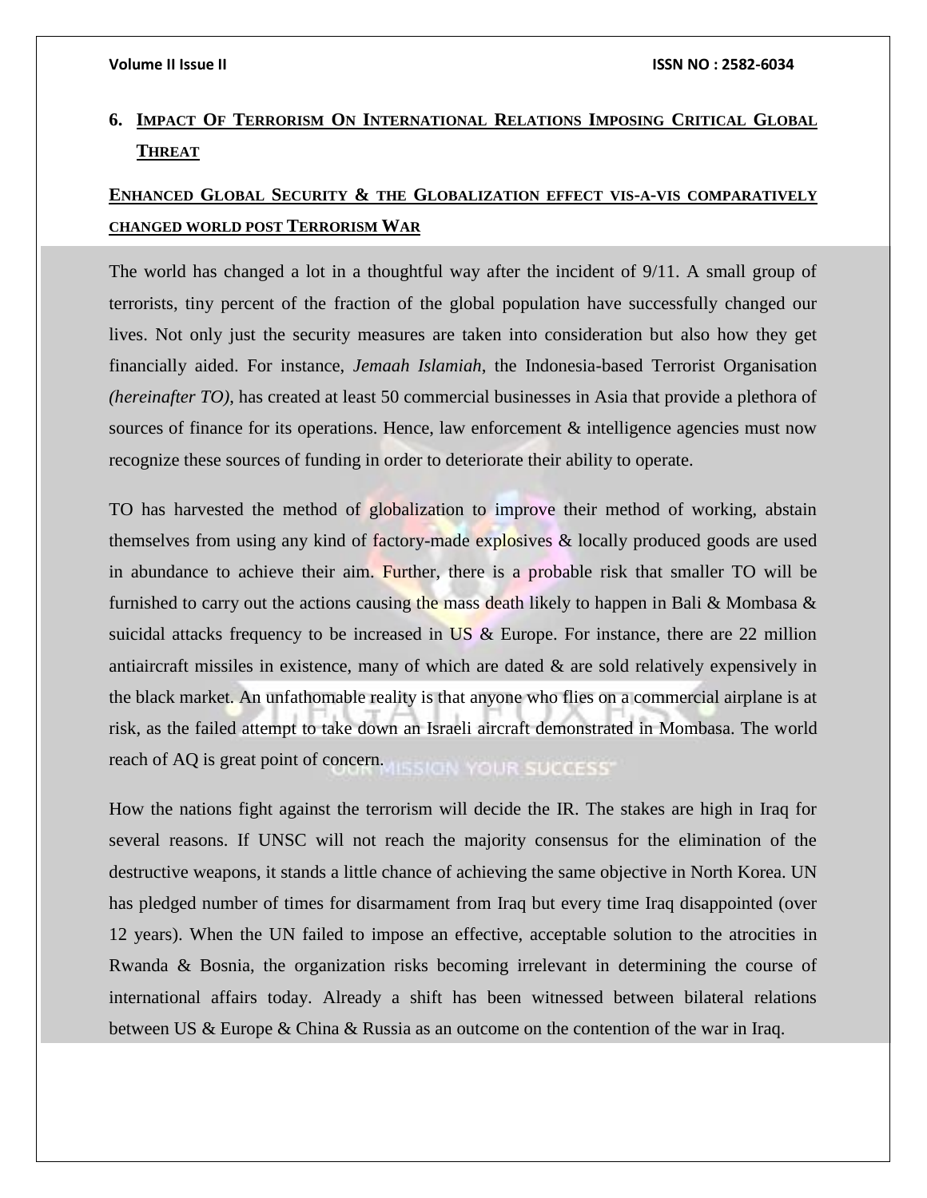## 6. Impact Of Terrorism On International Relations Imposing Critical Global Threat

### Enhanced Global Security & the Globalization effect vis-a-vis comparatively changed world post Terrorism War

The world has changed a lot in a thoughtful way after the incident of 9/11. A small group of terrorists, tiny percent of the fraction of the global population have successfully changed our lives. Not only just the security measures are taken into consideration but also how they get financially aided. For instance, *Jemaah Islamiah*, the Indonesia-based Terrorist Organisation *(hereinafter TO)*, has created at least 50 commercial businesses in Asia that provide a plethora of sources of finance for its operations. Hence, law enforcement & intelligence agencies must now recognize these sources of funding in order to deteriorate their ability to operate.

TO has harvested the method of globalization to improve their method of working, abstain themselves from using any kind of factory-made explosives & locally produced goods are used in abundance to achieve their aim. Further, there is a probable risk that smaller TO will be furnished to carry out the actions causing the mass death likely to happen in Bali & Mombasa & suicidal attacks frequency to be increased in US & Europe. For instance, there are 22 million antiaircraft missiles in existence, many of which are dated & are sold relatively expensively in the black market. An unfathomable reality is that anyone who flies on a commercial airplane is at risk, as the failed attempt to take down an Israeli aircraft demonstrated in Mombasa. The world reach of AQ is great point of concern.

How the nations fight against the terrorism will decide the IR. The stakes are high in Iraq for several reasons. If UNSC will not reach the majority consensus for the elimination of the destructive weapons, it stands a little chance of achieving the same objective in North Korea. UN has pledged number of times for disarmament from Iraq but every time Iraq disappointed (over 12 years). When the UN failed to impose an effective, acceptable solution to the atrocities in Rwanda & Bosnia, the organization risks becoming irrelevant in determining the course of international affairs today. Already a shift has been witnessed between bilateral relations between US & Europe & China & Russia as an outcome on the contention of the war in Iraq.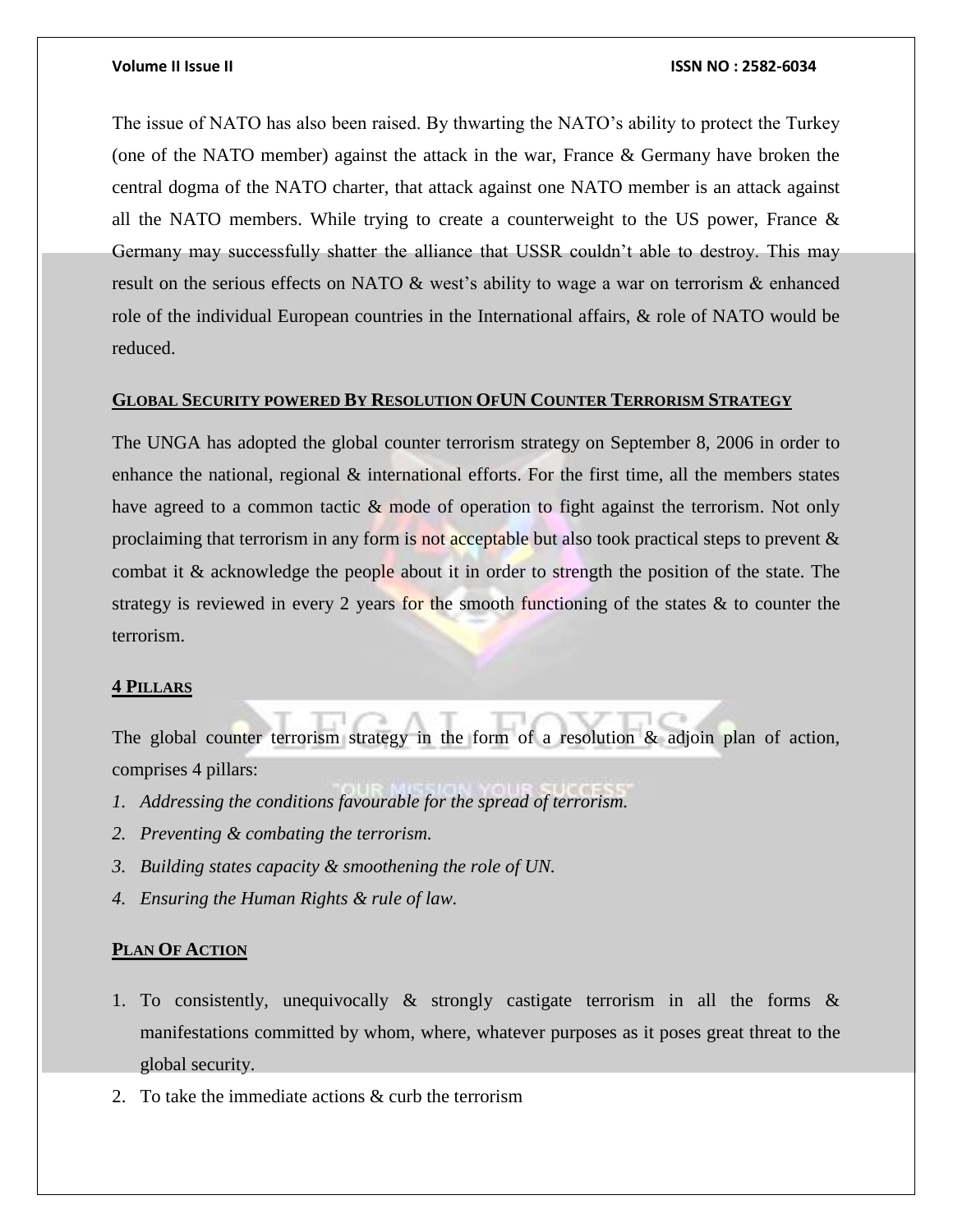The issue of NATO has also been raised. By thwarting the NATO's ability to protect the Turkey (one of the NATO member) against the attack in the war, France & Germany have broken the central dogma of the NATO charter, that attack against one NATO member is an attack against all the NATO members. While trying to create a counterweight to the US power, France & Germany may successfully shatter the alliance that USSR couldn't able to destroy. This may result on the serious effects on NATO & west's ability to wage a war on terrorism & enhanced role of the individual European countries in the International affairs, & role of NATO would be reduced.

## GLOBAL SECURITY POWERED BY RESOLUTION OFUN COUNTER TERRORISM STRATEGY

The UNGA has adopted the global counter terrorism strategy on September 8, 2006 in order to enhance the national, regional & international efforts. For the first time, all the members states have agreed to a common tactic & mode of operation to fight against the terrorism. Not only proclaiming that terrorism in any form is not acceptable but also took practical steps to prevent & combat it & acknowledge the people about it in order to strength the position of the state. The strategy is reviewed in every 2 years for the smooth functioning of the states & to counter the terrorism.

## 4 PILLARS

The global counter terrorism strategy in the form of a resolution & adjoin plan of action, comprises 4 pillars:

1. *Addressing the conditions favourable for the spread of terrorism.*
2. *Preventing & combating the terrorism.*
3. *Building states capacity & smoothening the role of UN.*
4. *Ensuring the Human Rights & rule of law.*

## PLAN OF ACTION

1. To consistently, unequivocally & strongly castigate terrorism in all the forms & manifestations committed by whom, where, whatever purposes as it poses great threat to the global security.
2. To take the immediate actions & curb the terrorism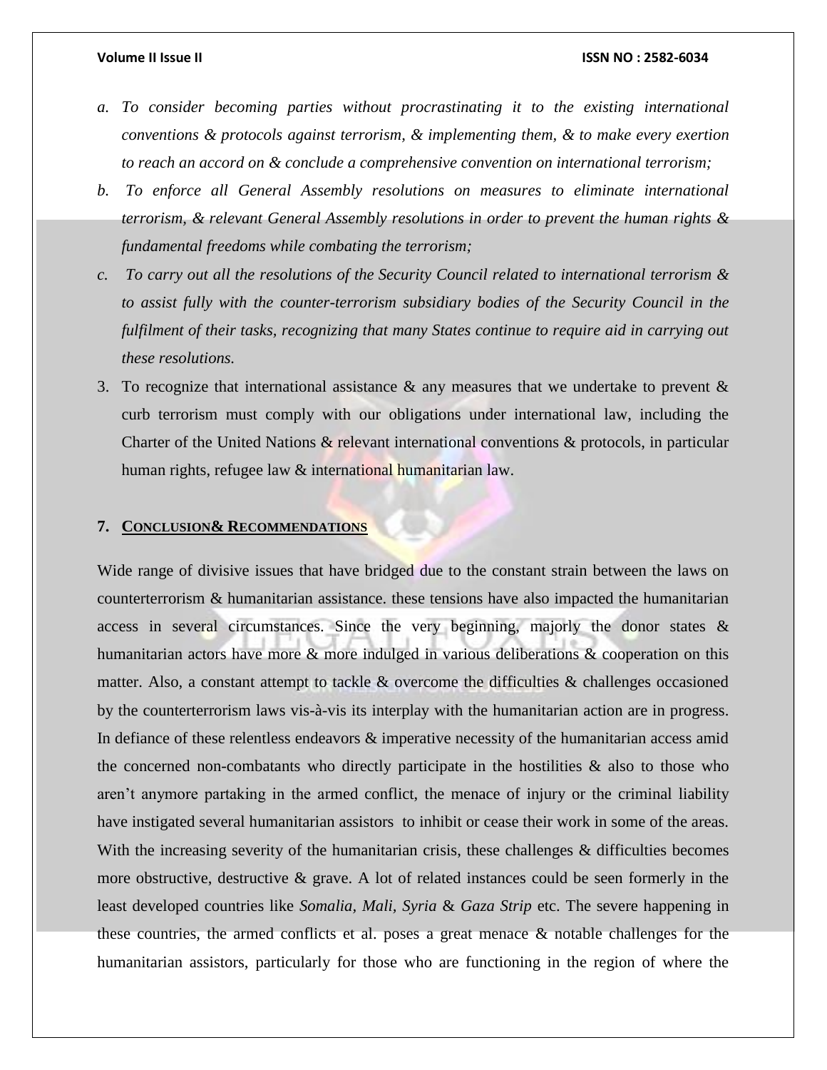a. *To consider becoming parties without procrastinating it to the existing international conventions & protocols against terrorism, & implementing them, & to make every exertion to reach an accord on & conclude a comprehensive convention on international terrorism;*

b. *To enforce all General Assembly resolutions on measures to eliminate international terrorism, & relevant General Assembly resolutions in order to prevent the human rights & fundamental freedoms while combating the terrorism;*

c. *To carry out all the resolutions of the Security Council related to international terrorism & to assist fully with the counter-terrorism subsidiary bodies of the Security Council in the fulfilment of their tasks, recognizing that many States continue to require aid in carrying out these resolutions.*

3. To recognize that international assistance & any measures that we undertake to prevent & curb terrorism must comply with our obligations under international law, including the Charter of the United Nations & relevant international conventions & protocols, in particular human rights, refugee law & international humanitarian law.

## 7. CONCLUSION& RECOMMENDATIONS

Wide range of divisive issues that have bridged due to the constant strain between the laws on counterterrorism & humanitarian assistance. these tensions have also impacted the humanitarian access in several circumstances. Since the very beginning, majorly the donor states & humanitarian actors have more & more indulged in various deliberations & cooperation on this matter. Also, a constant attempt to tackle & overcome the difficulties & challenges occasioned by the counterterrorism laws vis-à-vis its interplay with the humanitarian action are in progress. In defiance of these relentless endeavors & imperative necessity of the humanitarian access amid the concerned non-combatants who directly participate in the hostilities & also to those who aren't anymore partaking in the armed conflict, the menace of injury or the criminal liability have instigated several humanitarian assistors to inhibit or cease their work in some of the areas. With the increasing severity of the humanitarian crisis, these challenges & difficulties becomes more obstructive, destructive & grave. A lot of related instances could be seen formerly in the least developed countries like *Somalia, Mali, Syria* & *Gaza Strip* etc. The severe happening in these countries, the armed conflicts et al. poses a great menace & notable challenges for the humanitarian assistors, particularly for those who are functioning in the region of where the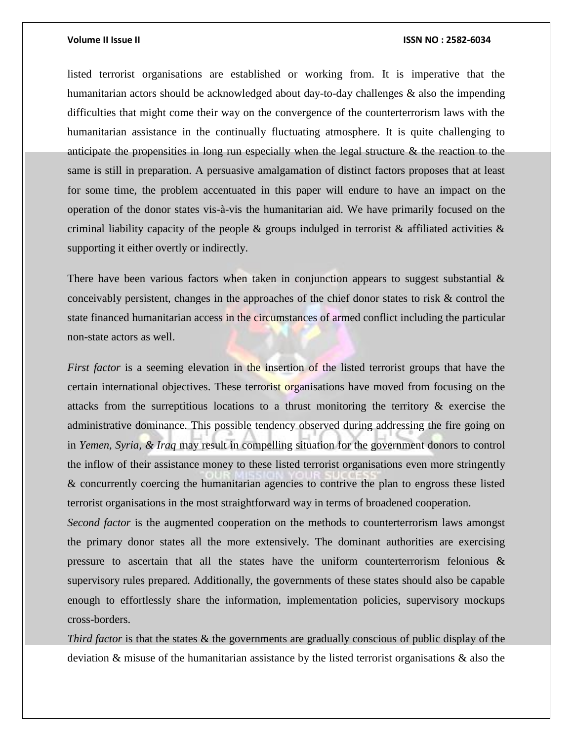listed terrorist organisations are established or working from. It is imperative that the humanitarian actors should be acknowledged about day-to-day challenges & also the impending difficulties that might come their way on the convergence of the counterterrorism laws with the humanitarian assistance in the continually fluctuating atmosphere. It is quite challenging to anticipate the propensities in long run especially when the legal structure & the reaction to the same is still in preparation. A persuasive amalgamation of distinct factors proposes that at least for some time, the problem accentuated in this paper will endure to have an impact on the operation of the donor states vis-à-vis the humanitarian aid. We have primarily focused on the criminal liability capacity of the people & groups indulged in terrorist & affiliated activities & supporting it either overtly or indirectly.

There have been various factors when taken in conjunction appears to suggest substantial & conceivably persistent, changes in the approaches of the chief donor states to risk & control the state financed humanitarian access in the circumstances of armed conflict including the particular non-state actors as well.

*First factor* is a seeming elevation in the insertion of the listed terrorist groups that have the certain international objectives. These terrorist organisations have moved from focusing on the attacks from the surreptitious locations to a thrust monitoring the territory & exercise the administrative dominance. This possible tendency observed during addressing the fire going on in *Yemen, Syria, & Iraq* may result in compelling situation for the government donors to control the inflow of their assistance money to these listed terrorist organisations even more stringently & concurrently coercing the humanitarian agencies to contrive the plan to engross these listed terrorist organisations in the most straightforward way in terms of broadened cooperation.

*Second factor* is the augmented cooperation on the methods to counterterrorism laws amongst the primary donor states all the more extensively. The dominant authorities are exercising pressure to ascertain that all the states have the uniform counterterrorism felonious & supervisory rules prepared. Additionally, the governments of these states should also be capable enough to effortlessly share the information, implementation policies, supervisory mockups cross-borders.

*Third factor* is that the states & the governments are gradually conscious of public display of the deviation & misuse of the humanitarian assistance by the listed terrorist organisations & also the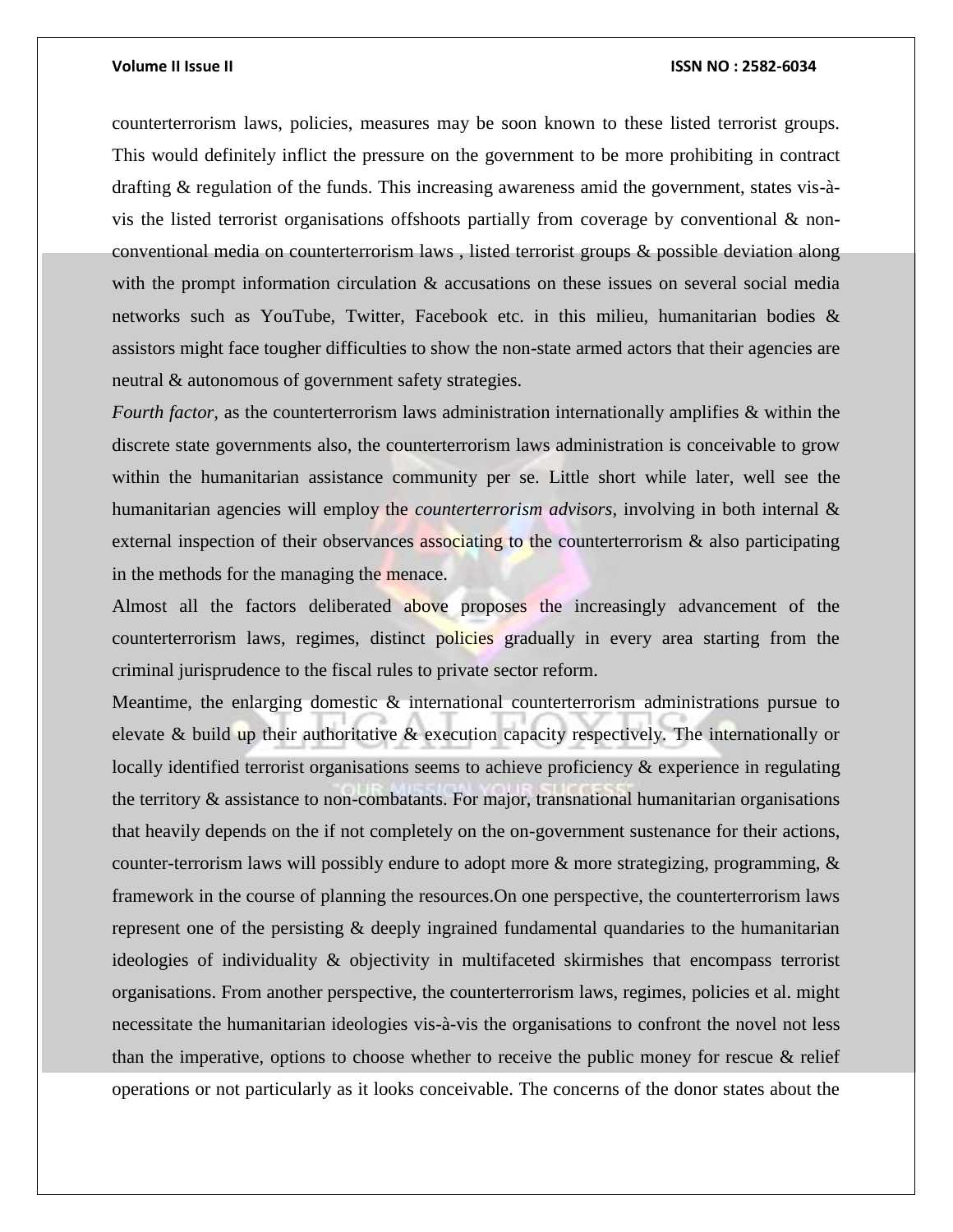counterterrorism laws, policies, measures may be soon known to these listed terrorist groups. This would definitely inflict the pressure on the government to be more prohibiting in contract drafting & regulation of the funds. This increasing awareness amid the government, states vis-à-vis the listed terrorist organisations offshoots partially from coverage by conventional & non-conventional media on counterterrorism laws , listed terrorist groups & possible deviation along with the prompt information circulation & accusations on these issues on several social media networks such as YouTube, Twitter, Facebook etc. in this milieu, humanitarian bodies & assistors might face tougher difficulties to show the non-state armed actors that their agencies are neutral & autonomous of government safety strategies.

*Fourth factor,* as the counterterrorism laws administration internationally amplifies & within the discrete state governments also, the counterterrorism laws administration is conceivable to grow within the humanitarian assistance community per se. Little short while later, well see the humanitarian agencies will employ the *counterterrorism advisors*, involving in both internal & external inspection of their observances associating to the counterterrorism & also participating in the methods for the managing the menace.

Almost all the factors deliberated above proposes the increasingly advancement of the counterterrorism laws, regimes, distinct policies gradually in every area starting from the criminal jurisprudence to the fiscal rules to private sector reform.

Meantime, the enlarging domestic & international counterterrorism administrations pursue to elevate & build up their authoritative & execution capacity respectively. The internationally or locally identified terrorist organisations seems to achieve proficiency & experience in regulating the territory & assistance to non-combatants. For major, transnational humanitarian organisations that heavily depends on the if not completely on the on-government sustenance for their actions, counter-terrorism laws will possibly endure to adopt more & more strategizing, programming, & framework in the course of planning the resources.On one perspective, the counterterrorism laws represent one of the persisting & deeply ingrained fundamental quandaries to the humanitarian ideologies of individuality & objectivity in multifaceted skirmishes that encompass terrorist organisations. From another perspective, the counterterrorism laws, regimes, policies et al. might necessitate the humanitarian ideologies vis-à-vis the organisations to confront the novel not less than the imperative, options to choose whether to receive the public money for rescue & relief operations or not particularly as it looks conceivable. The concerns of the donor states about the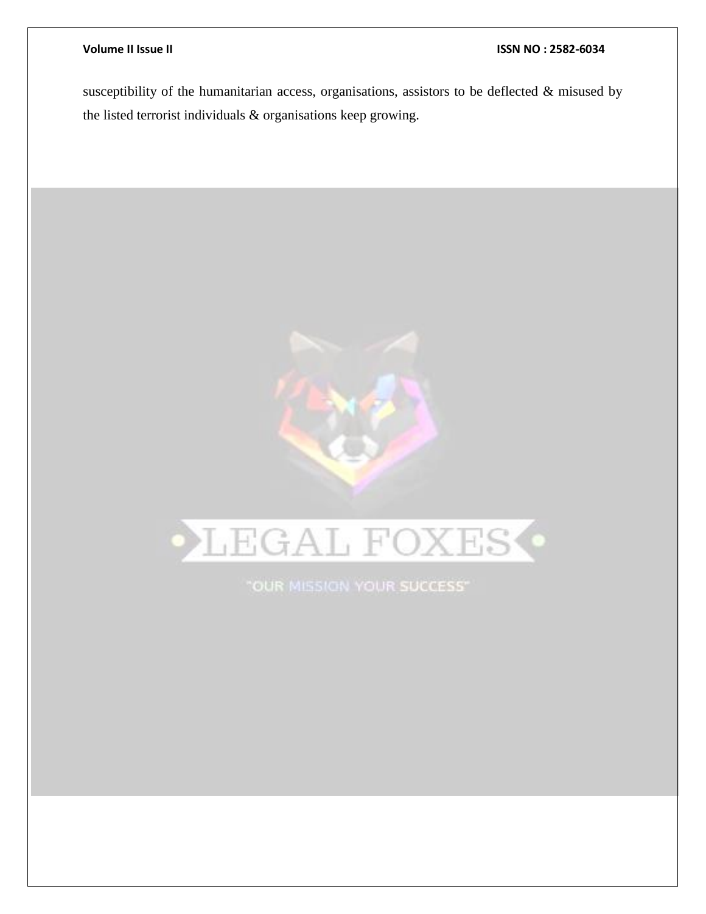susceptibility of the humanitarian access, organisations, assistors to be deflected & misused by the listed terrorist individuals & organisations keep growing.